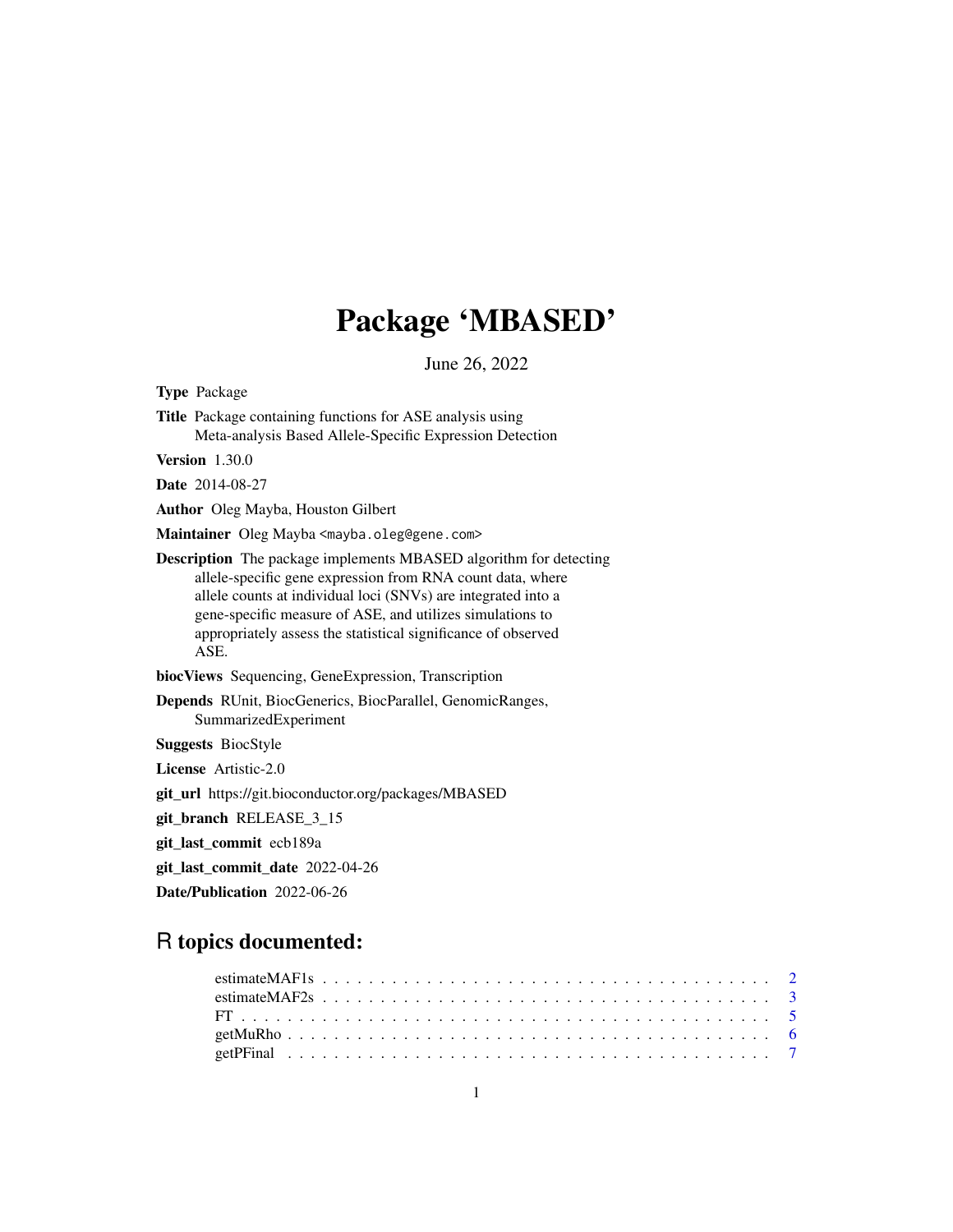# Package 'MBASED'

June 26, 2022

**Type** Package

**Title** Package containing functions for ASE analysis using Meta-analysis Based Allele-Specific Expression Detection

**Version** 1.30.0

**Date** 2014-08-27

**Author** Oleg Mayba, Houston Gilbert

**Maintainer** Oleg Mayba <mayba.oleg@gene.com>

**Description** The package implements MBASED algorithm for detecting allele-specific gene expression from RNA count data, where allele counts at individual loci (SNVs) are integrated into a gene-specific measure of ASE, and utilizes simulations to appropriately assess the statistical significance of observed ASE.

**biocViews** Sequencing, GeneExpression, Transcription

**Depends** RUnit, BiocGenerics, BiocParallel, GenomicRanges, SummarizedExperiment

**Suggests** BiocStyle

**License** Artistic-2.0

**git_url** https://git.bioconductor.org/packages/MBASED

**git_branch** RELEASE_3_15

**git_last_commit** ecb189a

**git_last_commit_date** 2022-04-26

**Date/Publication** 2022-06-26

## R topics documented:

estimateMAF1s . . . . . . . . . . . . . . . . . . . . . . . . . . . . . . . . . . . . . . 2
estimateMAF2s . . . . . . . . . . . . . . . . . . . . . . . . . . . . . . . . . . . . . . 3
FT . . . . . . . . . . . . . . . . . . . . . . . . . . . . . . . . . . . . . . . . . . . . . 5
getMuRho . . . . . . . . . . . . . . . . . . . . . . . . . . . . . . . . . . . . . . . . . 6
getPFinal . . . . . . . . . . . . . . . . . . . . . . . . . . . . . . . . . . . . . . . . . 7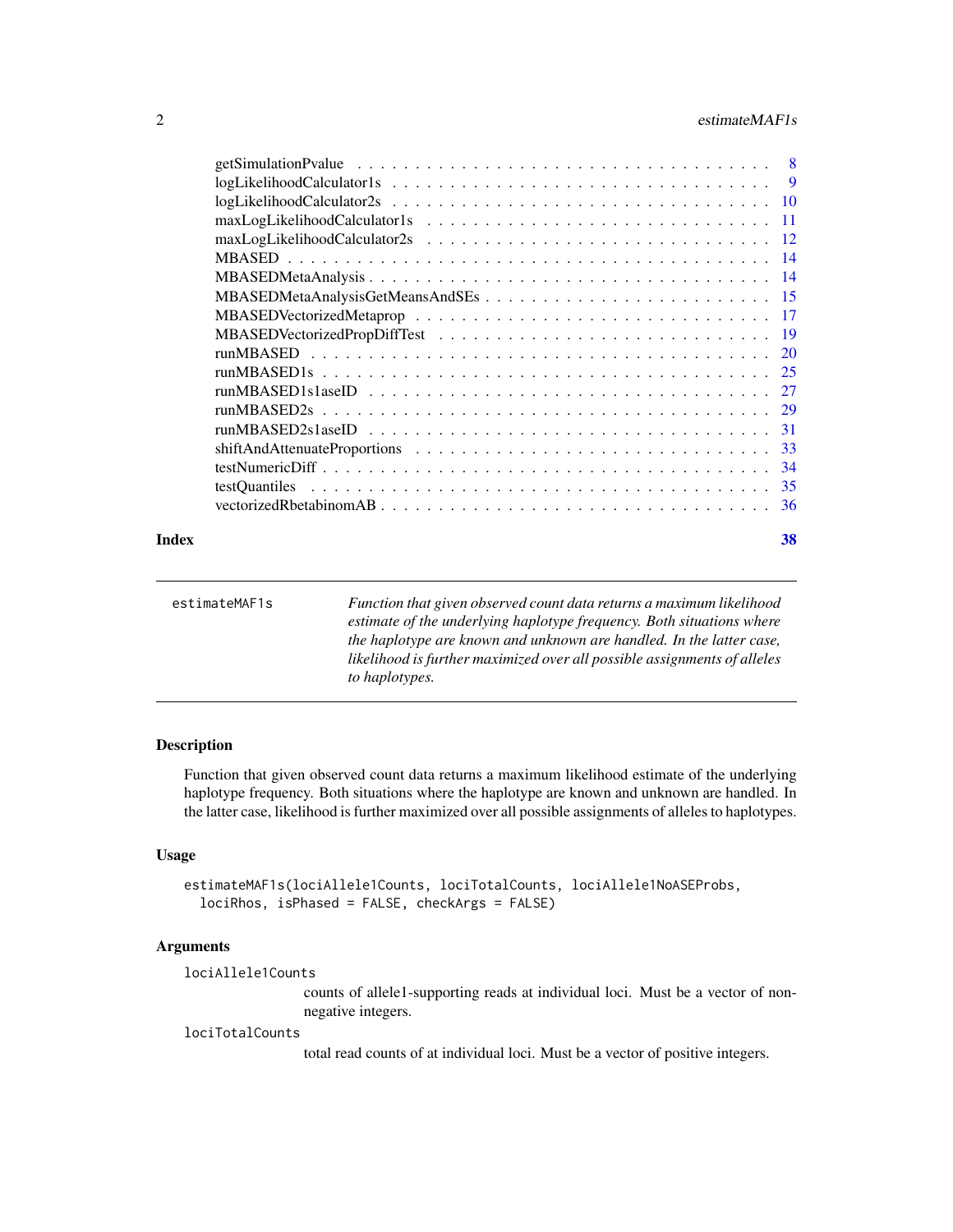getSimulationPvalue . . . . . . . . . . . . . . . . . . . . . . . . . . . . . . . . . . 8
logLikelihoodCalculator1s . . . . . . . . . . . . . . . . . . . . . . . . . . . . . . . 9
logLikelihoodCalculator2s . . . . . . . . . . . . . . . . . . . . . . . . . . . . . . . 10
maxLogLikelihoodCalculator1s . . . . . . . . . . . . . . . . . . . . . . . . . . . . 11
maxLogLikelihoodCalculator2s . . . . . . . . . . . . . . . . . . . . . . . . . . . . 12
MBASED . . . . . . . . . . . . . . . . . . . . . . . . . . . . . . . . . . . . . . . . 14
MBASEDMetaAnalysis . . . . . . . . . . . . . . . . . . . . . . . . . . . . . . . . . 14
MBASEDMetaAnalysisGetMeansAndSEs . . . . . . . . . . . . . . . . . . . . . . . . 15
MBASEDVectorizedMetaprop . . . . . . . . . . . . . . . . . . . . . . . . . . . . . 17
MBASEDVectorizedPropDiffTest . . . . . . . . . . . . . . . . . . . . . . . . . . . 19
runMBASED . . . . . . . . . . . . . . . . . . . . . . . . . . . . . . . . . . . . . . 20
runMBASED1s . . . . . . . . . . . . . . . . . . . . . . . . . . . . . . . . . . . . . 25
runMBASED1s1aseID . . . . . . . . . . . . . . . . . . . . . . . . . . . . . . . . . 27
runMBASED2s . . . . . . . . . . . . . . . . . . . . . . . . . . . . . . . . . . . . . 29
runMBASED2s1aseID . . . . . . . . . . . . . . . . . . . . . . . . . . . . . . . . . 31
shiftAndAttenuateProportions . . . . . . . . . . . . . . . . . . . . . . . . . . . . 33
testNumericDiff . . . . . . . . . . . . . . . . . . . . . . . . . . . . . . . . . . . . 34
testQuantiles . . . . . . . . . . . . . . . . . . . . . . . . . . . . . . . . . . . . . 35
vectorizedRbetabinomAB . . . . . . . . . . . . . . . . . . . . . . . . . . . . . . . 36

**Index** **38**

---

`estimateMAF1s` *Function that given observed count data returns a maximum likelihood estimate of the underlying haplotype frequency. Both situations where the haplotype are known and unknown are handled. In the latter case, likelihood is further maximized over all possible assignments of alleles to haplotypes.*

---

## Description

Function that given observed count data returns a maximum likelihood estimate of the underlying haplotype frequency. Both situations where the haplotype are known and unknown are handled. In the latter case, likelihood is further maximized over all possible assignments of alleles to haplotypes.

## Usage

```
estimateMAF1s(lociAllele1Counts, lociTotalCounts, lociAllele1NoASEProbs,
  lociRhos, isPhased = FALSE, checkArgs = FALSE)
```

## Arguments

`lociAllele1Counts`
: counts of allele1-supporting reads at individual loci. Must be a vector of non-negative integers.

`lociTotalCounts`
: total read counts of at individual loci. Must be a vector of positive integers.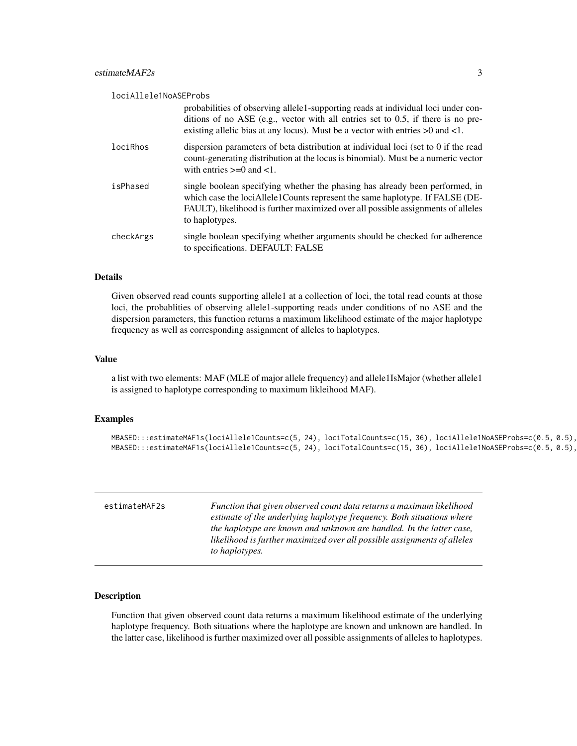loci​Allele1NoASEProbs
: probabilities of observing allele1-supporting reads at individual loci under conditions of no ASE (e.g., vector with all entries set to 0.5, if there is no pre-existing allelic bias at any locus). Must be a vector with entries >0 and <1.

lociRhos
: dispersion parameters of beta distribution at individual loci (set to 0 if the read count-generating distribution at the locus is binomial). Must be a numeric vector with entries >=0 and <1.

isPhased
: single boolean specifying whether the phasing has already been performed, in which case the lociAllele1Counts represent the same haplotype. If FALSE (DEFAULT), likelihood is further maximized over all possible assignments of alleles to haplotypes.

checkArgs
: single boolean specifying whether arguments should be checked for adherence to specifications. DEFAULT: FALSE

### Details

Given observed read counts supporting allele1 at a collection of loci, the total read counts at those loci, the probablities of observing allele1-supporting reads under conditions of no ASE and the dispersion parameters, this function returns a maximum likelihood estimate of the major haplotype frequency as well as corresponding assignment of alleles to haplotypes.

### Value

a list with two elements: MAF (MLE of major allele frequency) and allele1IsMajor (whether allele1 is assigned to haplotype corresponding to maximum likleihood MAF).

### Examples

```
MBASED:::estimateMAF1s(lociAllele1Counts=c(5, 24), lociTotalCounts=c(15, 36), lociAllele1NoASEProbs=c(0.5, 0.5),
MBASED:::estimateMAF1s(lociAllele1Counts=c(5, 24), lociTotalCounts=c(15, 36), lociAllele1NoASEProbs=c(0.5, 0.5),
```

---

## estimateMAF2s

*Function that given observed count data returns a maximum likelihood estimate of the underlying haplotype frequency. Both situations where the haplotype are known and unknown are handled. In the latter case, likelihood is further maximized over all possible assignments of alleles to haplotypes.*

### Description

Function that given observed count data returns a maximum likelihood estimate of the underlying haplotype frequency. Both situations where the haplotype are known and unknown are handled. In the latter case, likelihood is further maximized over all possible assignments of alleles to haplotypes.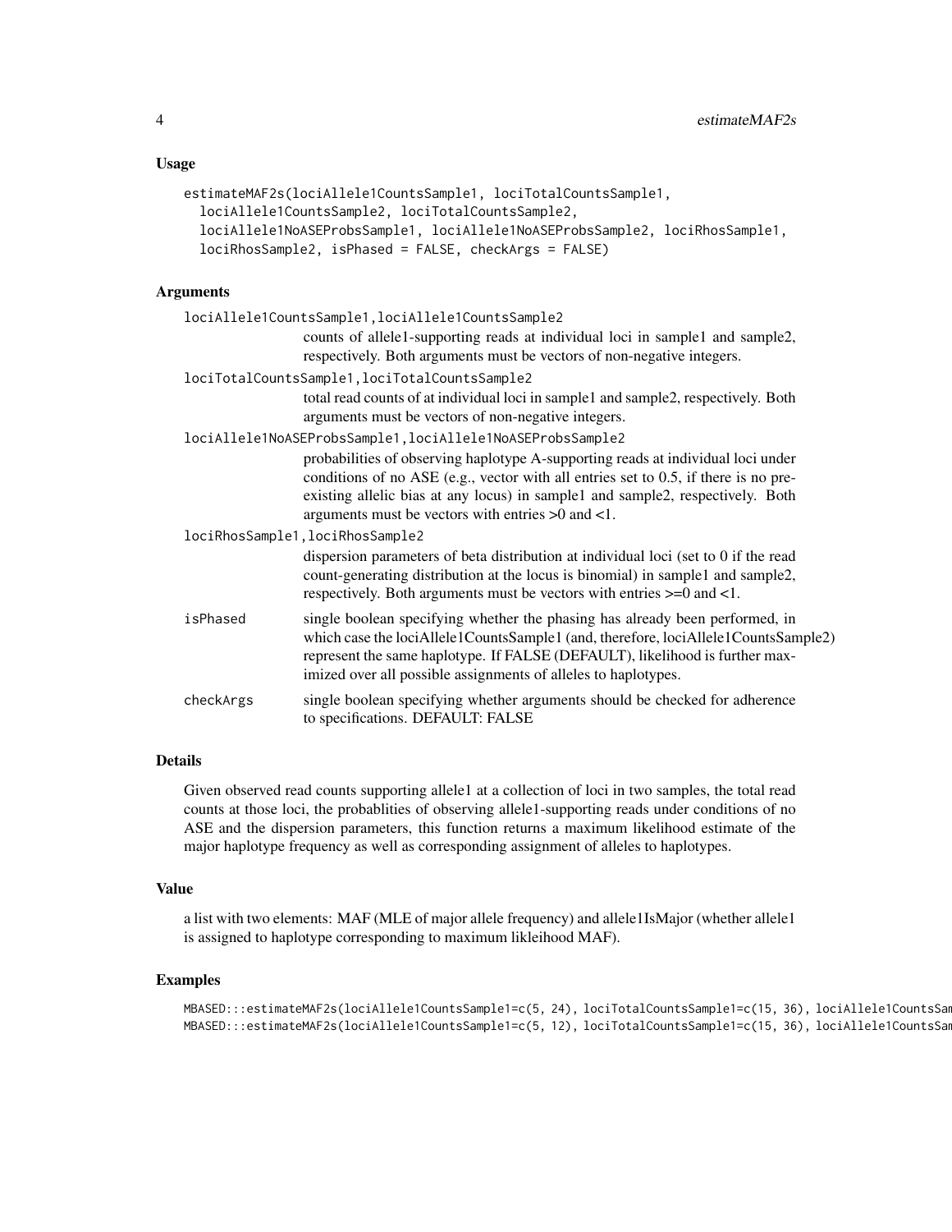## Usage

```
estimateMAF2s(lociAllele1CountsSample1, lociTotalCountsSample1,
  lociAllele1CountsSample2, lociTotalCountsSample2,
  lociAllele1NoASEProbsSample1, lociAllele1NoASEProbsSample2, lociRhosSample1,
  lociRhosSample2, isPhased = FALSE, checkArgs = FALSE)
```

## Arguments

`lociAllele1CountsSample1,lociAllele1CountsSample2`
: counts of allele1-supporting reads at individual loci in sample1 and sample2, respectively. Both arguments must be vectors of non-negative integers.

`lociTotalCountsSample1,lociTotalCountsSample2`
: total read counts of at individual loci in sample1 and sample2, respectively. Both arguments must be vectors of non-negative integers.

`lociAllele1NoASEProbsSample1,lociAllele1NoASEProbsSample2`
: probabilities of observing haplotype A-supporting reads at individual loci under conditions of no ASE (e.g., vector with all entries set to 0.5, if there is no pre-existing allelic bias at any locus) in sample1 and sample2, respectively. Both arguments must be vectors with entries >0 and <1.

`lociRhosSample1,lociRhosSample2`
: dispersion parameters of beta distribution at individual loci (set to 0 if the read count-generating distribution at the locus is binomial) in sample1 and sample2, respectively. Both arguments must be vectors with entries >=0 and <1.

`isPhased`
: single boolean specifying whether the phasing has already been performed, in which case the lociAllele1CountsSample1 (and, therefore, lociAllele1CountsSample2) represent the same haplotype. If FALSE (DEFAULT), likelihood is further maximized over all possible assignments of alleles to haplotypes.

`checkArgs`
: single boolean specifying whether arguments should be checked for adherence to specifications. DEFAULT: FALSE

## Details

Given observed read counts supporting allele1 at a collection of loci in two samples, the total read counts at those loci, the probablities of observing allele1-supporting reads under conditions of no ASE and the dispersion parameters, this function returns a maximum likelihood estimate of the major haplotype frequency as well as corresponding assignment of alleles to haplotypes.

## Value

a list with two elements: MAF (MLE of major allele frequency) and allele1IsMajor (whether allele1 is assigned to haplotype corresponding to maximum likleihood MAF).

## Examples

```
MBASED:::estimateMAF2s(lociAllele1CountsSample1=c(5, 24), lociTotalCountsSample1=c(15, 36), lociAllele1CountsSam
MBASED:::estimateMAF2s(lociAllele1CountsSample1=c(5, 12), lociTotalCountsSample1=c(15, 36), lociAllele1CountsSam
```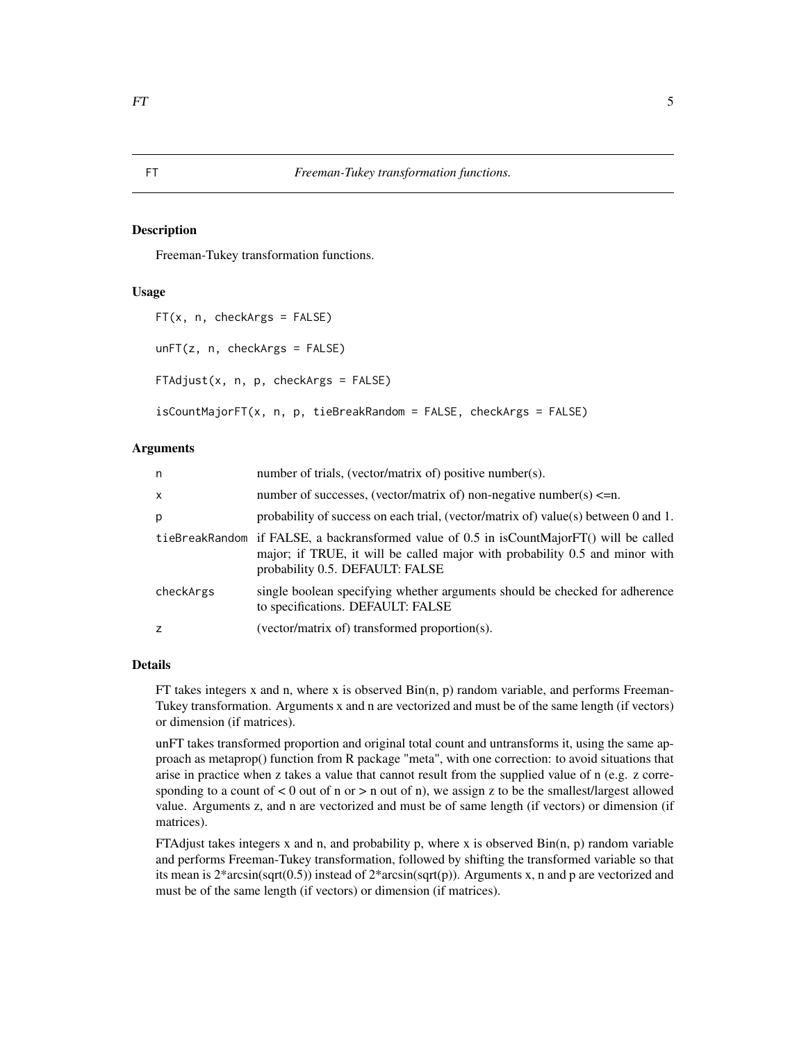## FT — *Freeman-Tukey transformation functions.*

### Description

Freeman-Tukey transformation functions.

### Usage

```
FT(x, n, checkArgs = FALSE)

unFT(z, n, checkArgs = FALSE)

FTAdjust(x, n, p, checkArgs = FALSE)

isCountMajorFT(x, n, p, tieBreakRandom = FALSE, checkArgs = FALSE)
```

### Arguments

| | |
|---|---|
| n | number of trials, (vector/matrix of) positive number(s). |
| x | number of successes, (vector/matrix of) non-negative number(s) <=n. |
| p | probability of success on each trial, (vector/matrix of) value(s) between 0 and 1. |
| tieBreakRandom | if FALSE, a backransformed value of 0.5 in isCountMajorFT() will be called major; if TRUE, it will be called major with probability 0.5 and minor with probability 0.5. DEFAULT: FALSE |
| checkArgs | single boolean specifying whether arguments should be checked for adherence to specifications. DEFAULT: FALSE |
| z | (vector/matrix of) transformed proportion(s). |

### Details

FT takes integers x and n, where x is observed Bin(n, p) random variable, and performs Freeman-Tukey transformation. Arguments x and n are vectorized and must be of the same length (if vectors) or dimension (if matrices).

unFT takes transformed proportion and original total count and untransforms it, using the same approach as metaprop() function from R package "meta", with one correction: to avoid situations that arise in practice when z takes a value that cannot result from the supplied value of n (e.g. z corresponding to a count of < 0 out of n or > n out of n), we assign z to be the smallest/largest allowed value. Arguments z, and n are vectorized and must be of same length (if vectors) or dimension (if matrices).

FTAdjust takes integers x and n, and probability p, where x is observed Bin(n, p) random variable and performs Freeman-Tukey transformation, followed by shifting the transformed variable so that its mean is 2*arcsin(sqrt(0.5)) instead of 2*arcsin(sqrt(p)). Arguments x, n and p are vectorized and must be of the same length (if vectors) or dimension (if matrices).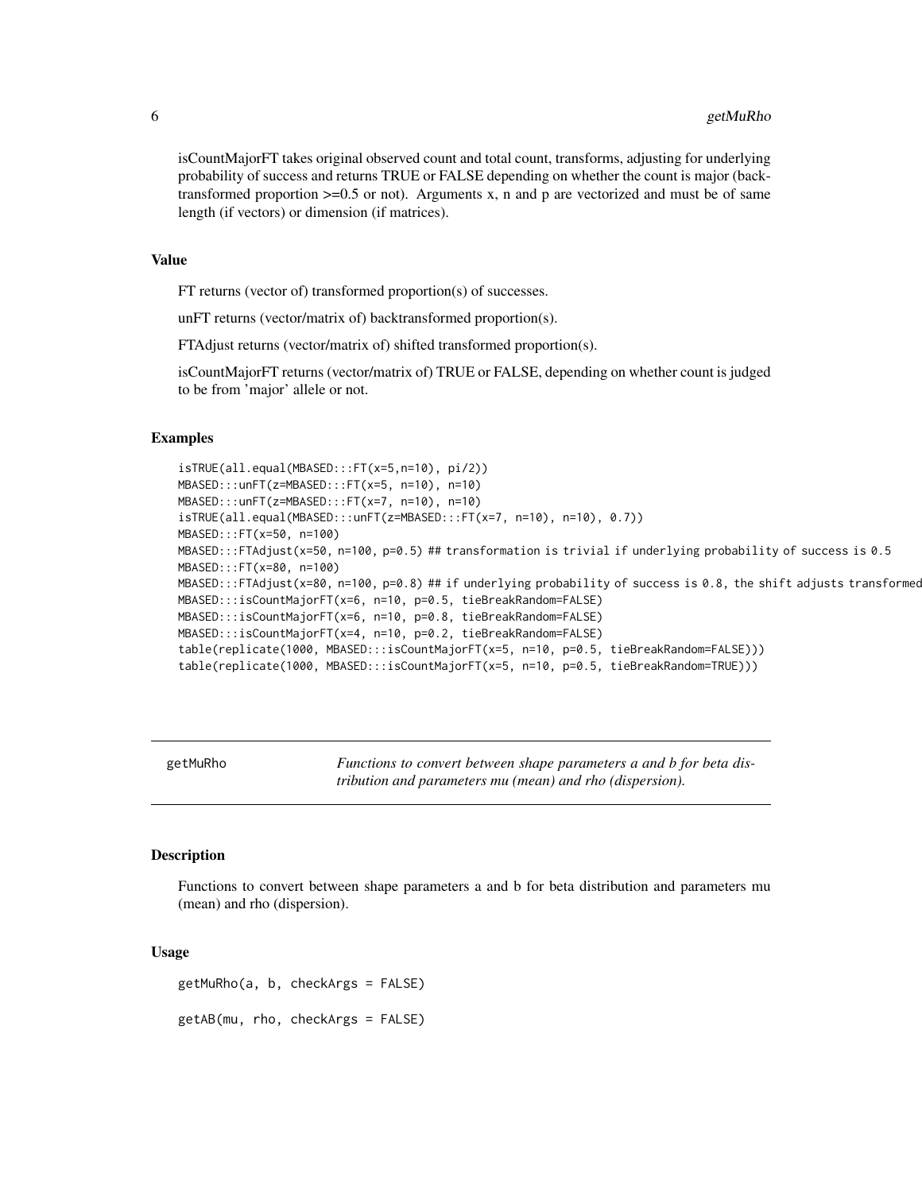isCountMajorFT takes original observed count and total count, transforms, adjusting for underlying probability of success and returns TRUE or FALSE depending on whether the count is major (back-transformed proportion >=0.5 or not). Arguments x, n and p are vectorized and must be of same length (if vectors) or dimension (if matrices).

### Value

FT returns (vector of) transformed proportion(s) of successes.

unFT returns (vector/matrix of) backtransformed proportion(s).

FTAdjust returns (vector/matrix of) shifted transformed proportion(s).

isCountMajorFT returns (vector/matrix of) TRUE or FALSE, depending on whether count is judged to be from 'major' allele or not.

### Examples

```
isTRUE(all.equal(MBASED:::FT(x=5,n=10), pi/2))
MBASED:::unFT(z=MBASED:::FT(x=5, n=10), n=10)
MBASED:::unFT(z=MBASED:::FT(x=7, n=10), n=10)
isTRUE(all.equal(MBASED:::unFT(z=MBASED:::FT(x=7, n=10), n=10), 0.7))
MBASED:::FT(x=50, n=100)
MBASED:::FTAdjust(x=50, n=100, p=0.5) ## transformation is trivial if underlying probability of success is 0.5
MBASED:::FT(x=80, n=100)
MBASED:::FTAdjust(x=80, n=100, p=0.8) ## if underlying probability of success is 0.8, the shift adjusts transformed
MBASED:::isCountMajorFT(x=6, n=10, p=0.5, tieBreakRandom=FALSE)
MBASED:::isCountMajorFT(x=6, n=10, p=0.8, tieBreakRandom=FALSE)
MBASED:::isCountMajorFT(x=4, n=10, p=0.2, tieBreakRandom=FALSE)
table(replicate(1000, MBASED:::isCountMajorFT(x=5, n=10, p=0.5, tieBreakRandom=FALSE)))
table(replicate(1000, MBASED:::isCountMajorFT(x=5, n=10, p=0.5, tieBreakRandom=TRUE)))
```

---

## getMuRho

*Functions to convert between shape parameters a and b for beta distribution and parameters mu (mean) and rho (dispersion).*

---

### Description

Functions to convert between shape parameters a and b for beta distribution and parameters mu (mean) and rho (dispersion).

### Usage

```
getMuRho(a, b, checkArgs = FALSE)

getAB(mu, rho, checkArgs = FALSE)
```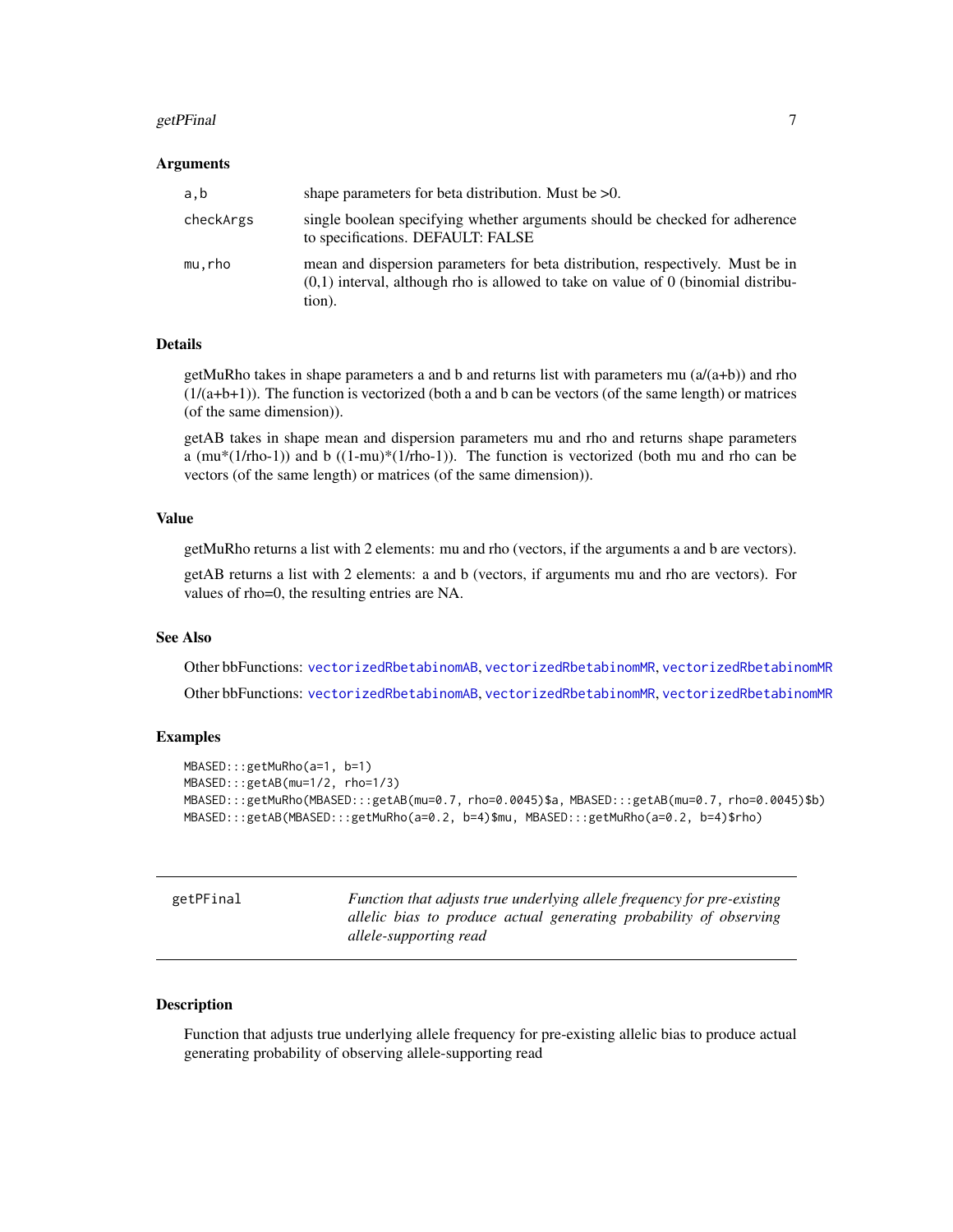## Arguments

| | |
|---|---|
| a,b | shape parameters for beta distribution. Must be >0. |
| checkArgs | single boolean specifying whether arguments should be checked for adherence to specifications. DEFAULT: FALSE |
| mu,rho | mean and dispersion parameters for beta distribution, respectively. Must be in (0,1) interval, although rho is allowed to take on value of 0 (binomial distribution). |

## Details

getMuRho takes in shape parameters a and b and returns list with parameters mu (a/(a+b)) and rho (1/(a+b+1)). The function is vectorized (both a and b can be vectors (of the same length) or matrices (of the same dimension)).

getAB takes in shape mean and dispersion parameters mu and rho and returns shape parameters a (mu*(1/rho-1)) and b ((1-mu)*(1/rho-1)). The function is vectorized (both mu and rho can be vectors (of the same length) or matrices (of the same dimension)).

## Value

getMuRho returns a list with 2 elements: mu and rho (vectors, if the arguments a and b are vectors).

getAB returns a list with 2 elements: a and b (vectors, if arguments mu and rho are vectors). For values of rho=0, the resulting entries are NA.

## See Also

Other bbFunctions: vectorizedRbetabinomAB, vectorizedRbetabinomMR, vectorizedRbetabinomMR

Other bbFunctions: vectorizedRbetabinomAB, vectorizedRbetabinomMR, vectorizedRbetabinomMR

## Examples

```
MBASED:::getMuRho(a=1, b=1)
MBASED:::getAB(mu=1/2, rho=1/3)
MBASED:::getMuRho(MBASED:::getAB(mu=0.7, rho=0.0045)$a, MBASED:::getAB(mu=0.7, rho=0.0045)$b)
MBASED:::getAB(MBASED:::getMuRho(a=0.2, b=4)$mu, MBASED:::getMuRho(a=0.2, b=4)$rho)
```

---

# getPFinal

*Function that adjusts true underlying allele frequency for pre-existing allelic bias to produce actual generating probability of observing allele-supporting read*

## Description

Function that adjusts true underlying allele frequency for pre-existing allelic bias to produce actual generating probability of observing allele-supporting read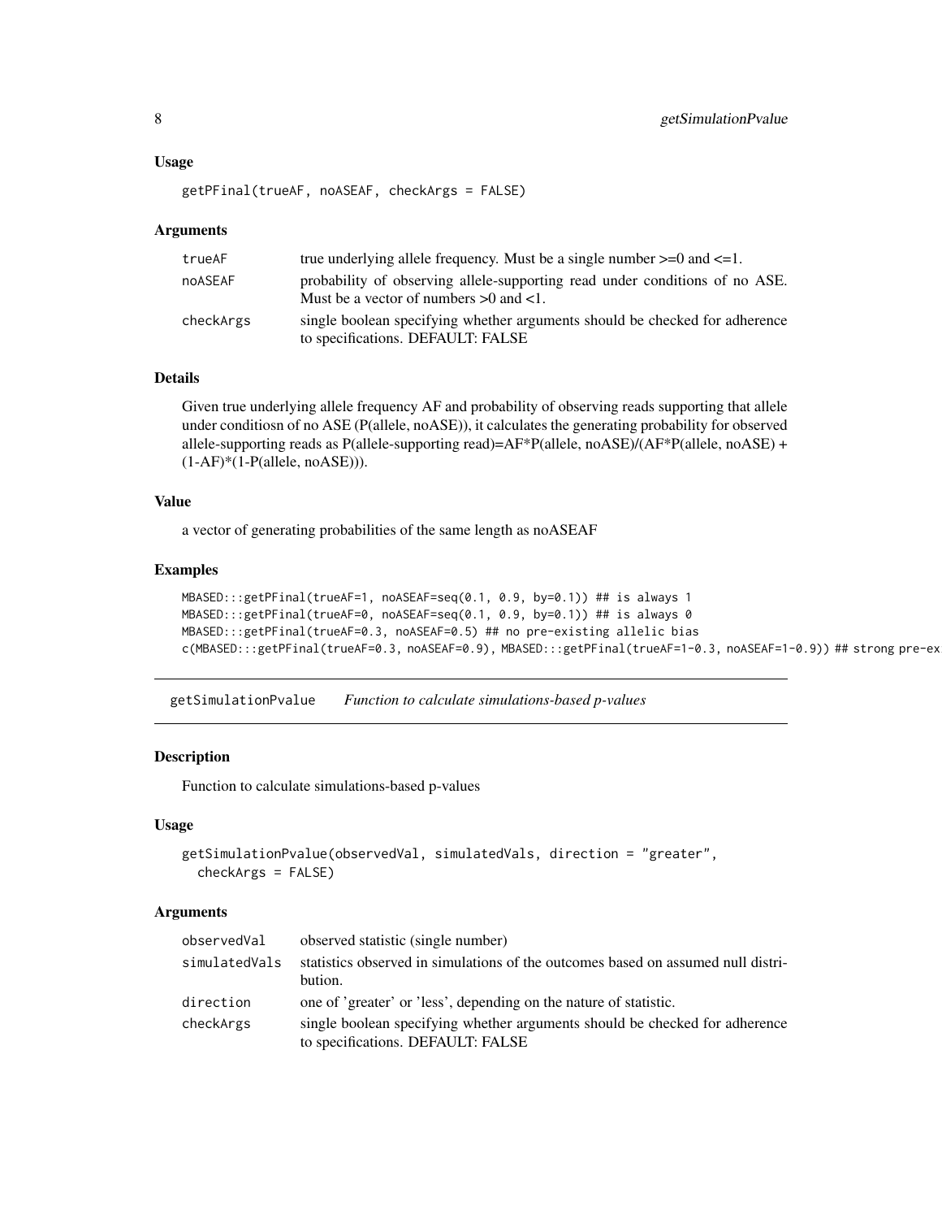### Usage

```
getPFinal(trueAF, noASEAF, checkArgs = FALSE)
```

### Arguments

| | |
|---|---|
| trueAF | true underlying allele frequency. Must be a single number >=0 and <=1. |
| noASEAF | probability of observing allele-supporting read under conditions of no ASE. Must be a vector of numbers >0 and <1. |
| checkArgs | single boolean specifying whether arguments should be checked for adherence to specifications. DEFAULT: FALSE |

### Details

Given true underlying allele frequency AF and probability of observing reads supporting that allele under conditiosn of no ASE (P(allele, noASE)), it calculates the generating probability for observed allele-supporting reads as P(allele-supporting read)=AF*P(allele, noASE)/(AF*P(allele, noASE) + (1-AF)*(1-P(allele, noASE))).

### Value

a vector of generating probabilities of the same length as noASEAF

### Examples

```
MBASED:::getPFinal(trueAF=1, noASEAF=seq(0.1, 0.9, by=0.1)) ## is always 1
MBASED:::getPFinal(trueAF=0, noASEAF=seq(0.1, 0.9, by=0.1)) ## is always 0
MBASED:::getPFinal(trueAF=0.3, noASEAF=0.5) ## no pre-existing allelic bias
c(MBASED:::getPFinal(trueAF=0.3, noASEAF=0.9), MBASED:::getPFinal(trueAF=1-0.3, noASEAF=1-0.9)) ## strong pre-ex
```

---

## getSimulationPvalue *Function to calculate simulations-based p-values*

### Description

Function to calculate simulations-based p-values

### Usage

```
getSimulationPvalue(observedVal, simulatedVals, direction = "greater",
  checkArgs = FALSE)
```

### Arguments

| | |
|---|---|
| observedVal | observed statistic (single number) |
| simulatedVals | statistics observed in simulations of the outcomes based on assumed null distribution. |
| direction | one of 'greater' or 'less', depending on the nature of statistic. |
| checkArgs | single boolean specifying whether arguments should be checked for adherence to specifications. DEFAULT: FALSE |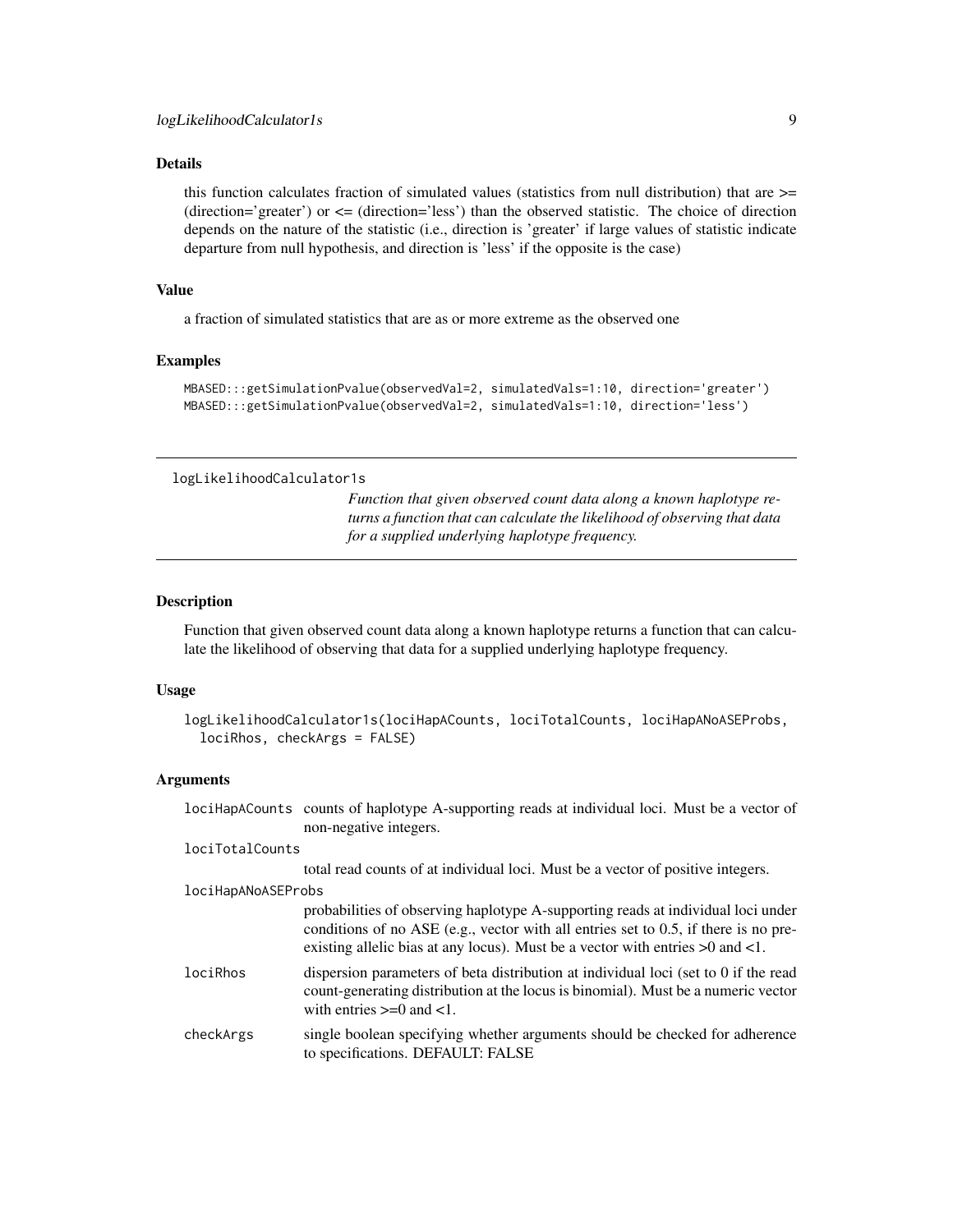### Details

this function calculates fraction of simulated values (statistics from null distribution) that are >= (direction='greater') or <= (direction='less') than the observed statistic. The choice of direction depends on the nature of the statistic (i.e., direction is 'greater' if large values of statistic indicate departure from null hypothesis, and direction is 'less' if the opposite is the case)

### Value

a fraction of simulated statistics that are as or more extreme as the observed one

### Examples

```
MBASED:::getSimulationPvalue(observedVal=2, simulatedVals=1:10, direction='greater')
MBASED:::getSimulationPvalue(observedVal=2, simulatedVals=1:10, direction='less')
```

---

## logLikelihoodCalculator1s

*Function that given observed count data along a known haplotype returns a function that can calculate the likelihood of observing that data for a supplied underlying haplotype frequency.*

### Description

Function that given observed count data along a known haplotype returns a function that can calculate the likelihood of observing that data for a supplied underlying haplotype frequency.

### Usage

```
logLikelihoodCalculator1s(lociHapACounts, lociTotalCounts, lociHapANoASEProbs,
  lociRhos, checkArgs = FALSE)
```

### Arguments

| | |
|---|---|
| lociHapACounts | counts of haplotype A-supporting reads at individual loci. Must be a vector of non-negative integers. |
| lociTotalCounts | total read counts of at individual loci. Must be a vector of positive integers. |
| lociHapANoASEProbs | probabilities of observing haplotype A-supporting reads at individual loci under conditions of no ASE (e.g., vector with all entries set to 0.5, if there is no pre-existing allelic bias at any locus). Must be a vector with entries >0 and <1. |
| lociRhos | dispersion parameters of beta distribution at individual loci (set to 0 if the read count-generating distribution at the locus is binomial). Must be a numeric vector with entries >=0 and <1. |
| checkArgs | single boolean specifying whether arguments should be checked for adherence to specifications. DEFAULT: FALSE |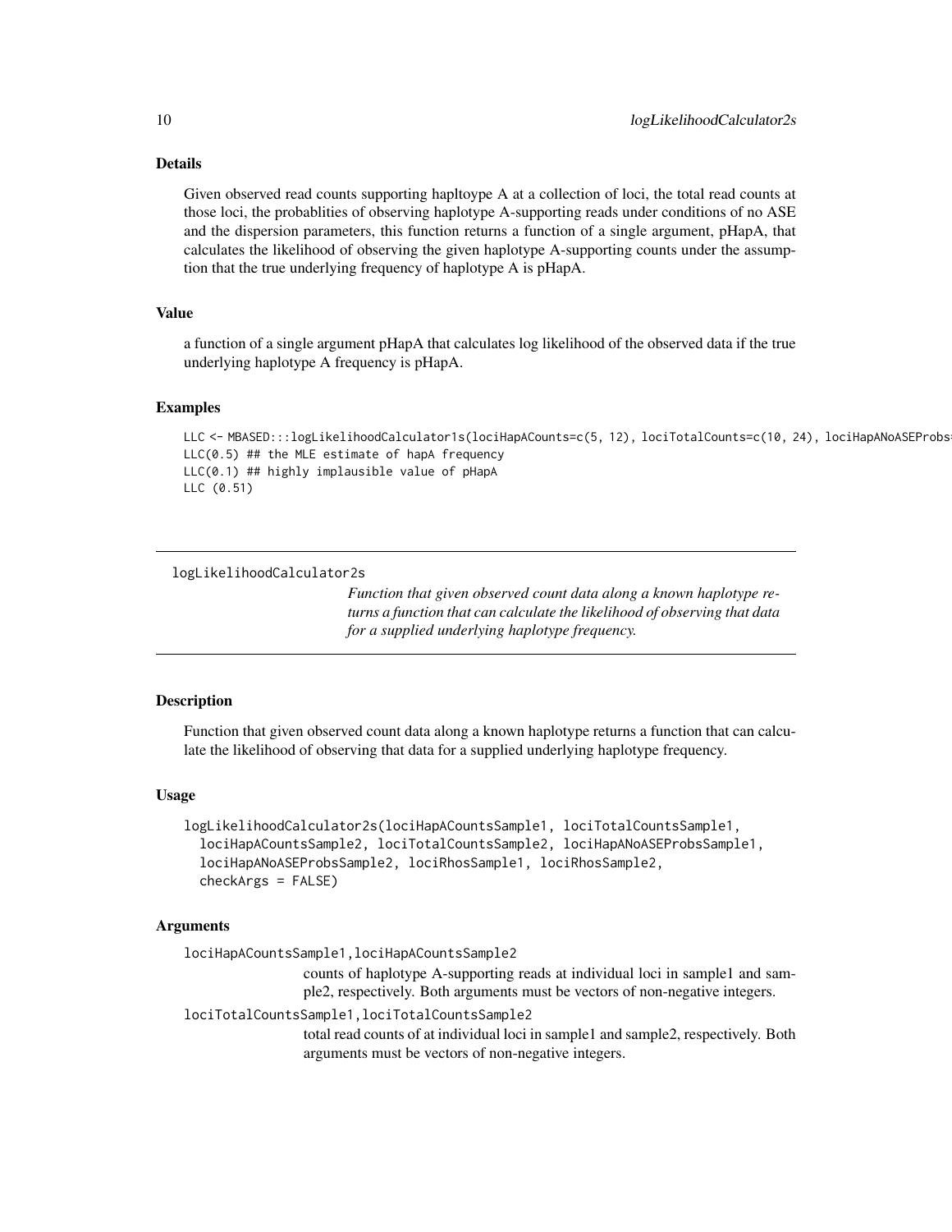### Details

Given observed read counts supporting hapltoype A at a collection of loci, the total read counts at those loci, the probablities of observing haplotype A-supporting reads under conditions of no ASE and the dispersion parameters, this function returns a function of a single argument, pHapA, that calculates the likelihood of observing the given haplotype A-supporting counts under the assumption that the true underlying frequency of haplotype A is pHapA.

### Value

a function of a single argument pHapA that calculates log likelihood of the observed data if the true underlying haplotype A frequency is pHapA.

### Examples

```
LLC <- MBASED:::logLikelihoodCalculator1s(lociHapACounts=c(5, 12), lociTotalCounts=c(10, 24), lociHapANoASEProbs=
LLC(0.5) ## the MLE estimate of hapA frequency
LLC(0.1) ## highly implausible value of pHapA
LLC (0.51)
```

---

## logLikelihoodCalculator2s

*Function that given observed count data along a known haplotype returns a function that can calculate the likelihood of observing that data for a supplied underlying haplotype frequency.*

---

### Description

Function that given observed count data along a known haplotype returns a function that can calculate the likelihood of observing that data for a supplied underlying haplotype frequency.

### Usage

```
logLikelihoodCalculator2s(lociHapACountsSample1, lociTotalCountsSample1,
  lociHapACountsSample2, lociTotalCountsSample2, lociHapANoASEProbsSample1,
  lociHapANoASEProbsSample2, lociRhosSample1, lociRhosSample2,
  checkArgs = FALSE)
```

### Arguments

`lociHapACountsSample1,lociHapACountsSample2`
: counts of haplotype A-supporting reads at individual loci in sample1 and sample2, respectively. Both arguments must be vectors of non-negative integers.

`lociTotalCountsSample1,lociTotalCountsSample2`
: total read counts of at individual loci in sample1 and sample2, respectively. Both arguments must be vectors of non-negative integers.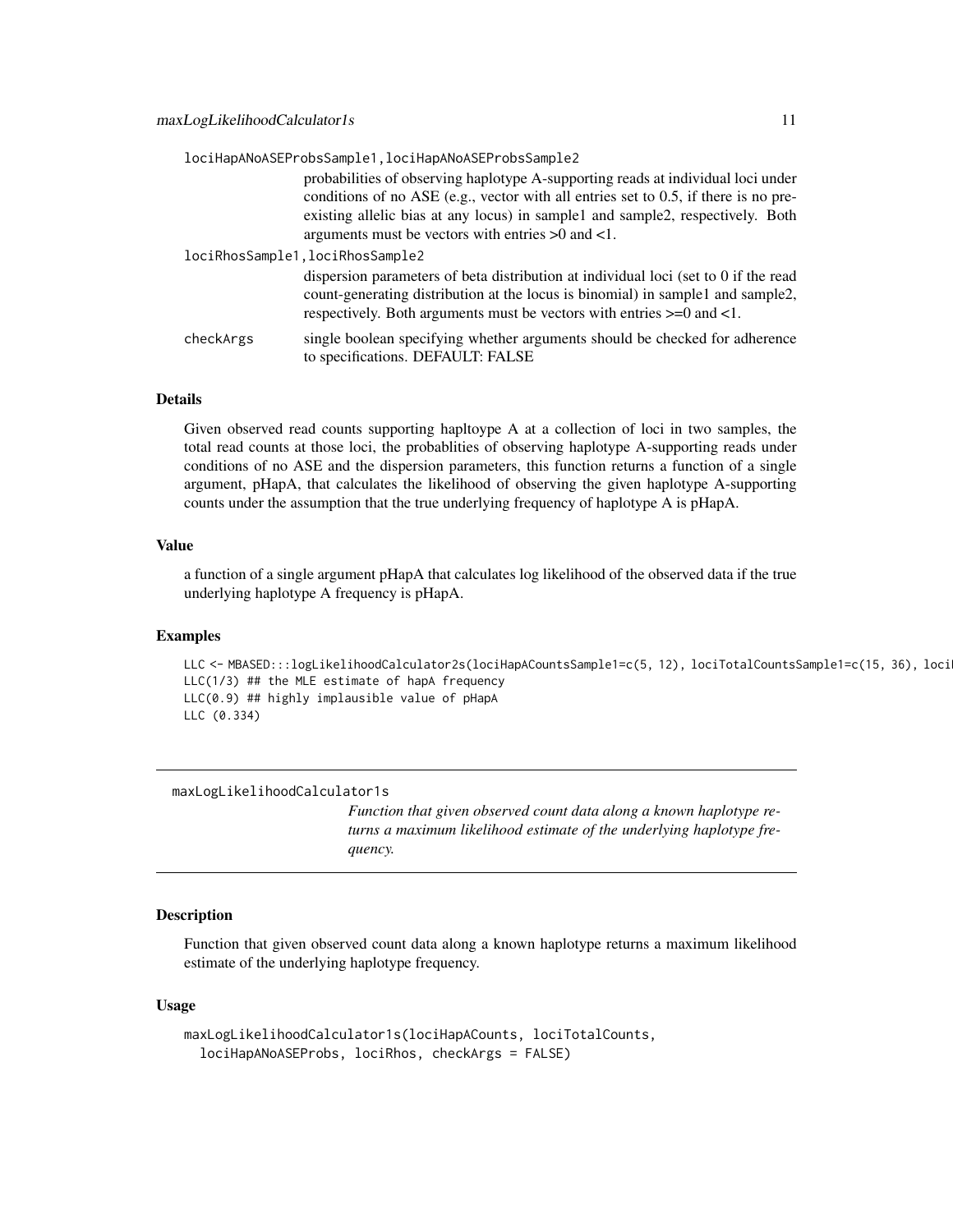`lociHapANoASEProbsSample1,lociHapANoASEProbsSample2`
: probabilities of observing haplotype A-supporting reads at individual loci under conditions of no ASE (e.g., vector with all entries set to 0.5, if there is no pre-existing allelic bias at any locus) in sample1 and sample2, respectively. Both arguments must be vectors with entries >0 and <1.

`lociRhosSample1,lociRhosSample2`
: dispersion parameters of beta distribution at individual loci (set to 0 if the read count-generating distribution at the locus is binomial) in sample1 and sample2, respectively. Both arguments must be vectors with entries >=0 and <1.

`checkArgs`
: single boolean specifying whether arguments should be checked for adherence to specifications. DEFAULT: FALSE

### Details

Given observed read counts supporting hapltoype A at a collection of loci in two samples, the total read counts at those loci, the probablities of observing haplotype A-supporting reads under conditions of no ASE and the dispersion parameters, this function returns a function of a single argument, pHapA, that calculates the likelihood of observing the given haplotype A-supporting counts under the assumption that the true underlying frequency of haplotype A is pHapA.

### Value

a function of a single argument pHapA that calculates log likelihood of the observed data if the true underlying haplotype A frequency is pHapA.

### Examples

```
LLC <- MBASED:::logLikelihoodCalculator2s(lociHapACountsSample1=c(5, 12), lociTotalCountsSample1=c(15, 36), loci
LLC(1/3) ## the MLE estimate of hapA frequency
LLC(0.9) ## highly implausible value of pHapA
LLC (0.334)
```

---

## maxLogLikelihoodCalculator1s

*Function that given observed count data along a known haplotype returns a maximum likelihood estimate of the underlying haplotype frequency.*

### Description

Function that given observed count data along a known haplotype returns a maximum likelihood estimate of the underlying haplotype frequency.

### Usage

```
maxLogLikelihoodCalculator1s(lociHapACounts, lociTotalCounts,
  lociHapANoASEProbs, lociRhos, checkArgs = FALSE)
```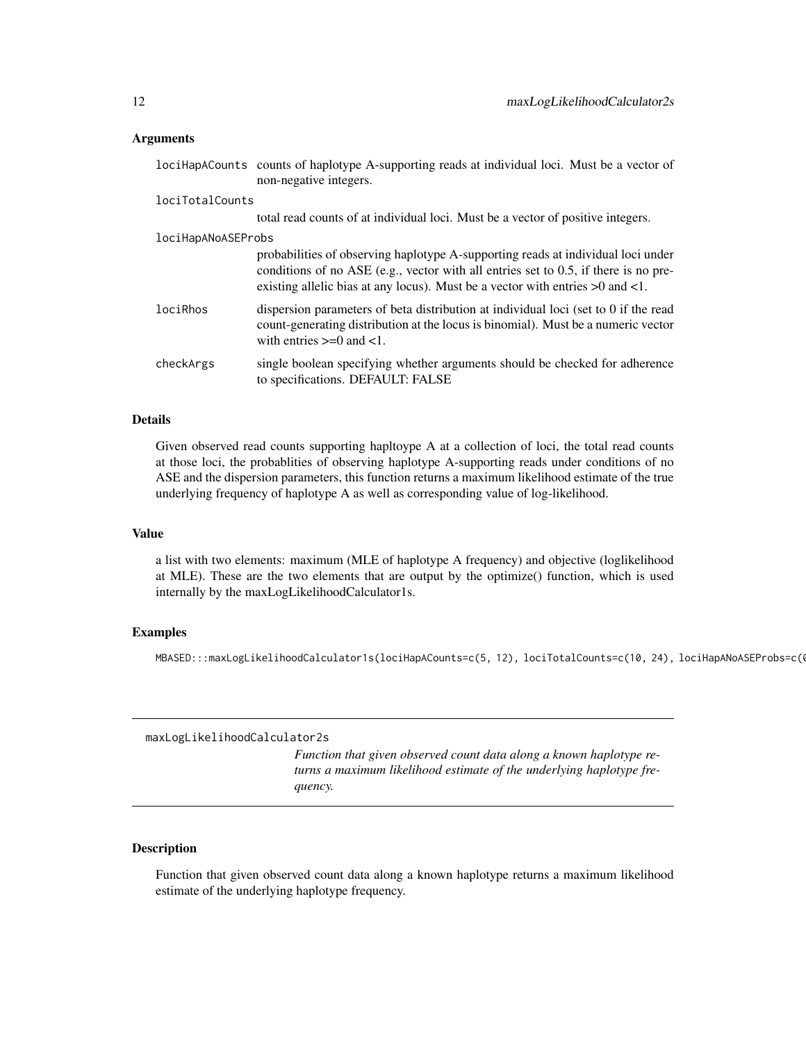### Arguments

| | |
|---|---|
| lociHapACounts | counts of haplotype A-supporting reads at individual loci. Must be a vector of non-negative integers. |
| lociTotalCounts | total read counts of at individual loci. Must be a vector of positive integers. |
| lociHapANoASEProbs | probabilities of observing haplotype A-supporting reads at individual loci under conditions of no ASE (e.g., vector with all entries set to 0.5, if there is no pre-existing allelic bias at any locus). Must be a vector with entries >0 and <1. |
| lociRhos | dispersion parameters of beta distribution at individual loci (set to 0 if the read count-generating distribution at the locus is binomial). Must be a numeric vector with entries >=0 and <1. |
| checkArgs | single boolean specifying whether arguments should be checked for adherence to specifications. DEFAULT: FALSE |

### Details

Given observed read counts supporting hapltoype A at a collection of loci, the total read counts at those loci, the probablities of observing haplotype A-supporting reads under conditions of no ASE and the dispersion parameters, this function returns a maximum likelihood estimate of the true underlying frequency of haplotype A as well as corresponding value of log-likelihood.

### Value

a list with two elements: maximum (MLE of haplotype A frequency) and objective (loglikelihood at MLE). These are the two elements that are output by the optimize() function, which is used internally by the maxLogLikelihoodCalculator1s.

### Examples

```
MBASED:::maxLogLikelihoodCalculator1s(lociHapACounts=c(5, 12), lociTotalCounts=c(10, 24), lociHapANoASEProbs=c(0
```

---

## maxLogLikelihoodCalculator2s

*Function that given observed count data along a known haplotype returns a maximum likelihood estimate of the underlying haplotype frequency.*

### Description

Function that given observed count data along a known haplotype returns a maximum likelihood estimate of the underlying haplotype frequency.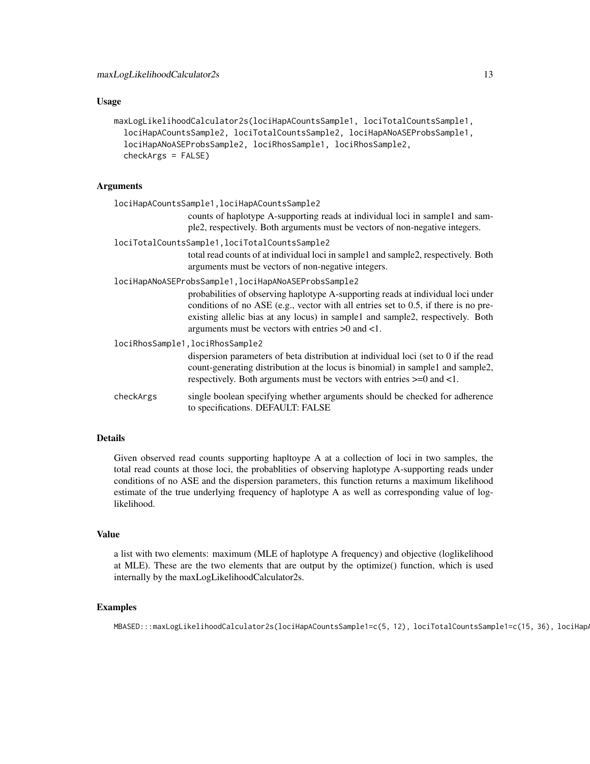## Usage

```
maxLogLikelihoodCalculator2s(lociHapACountsSample1, lociTotalCountsSample1,
  lociHapACountsSample2, lociTotalCountsSample2, lociHapANoASEProbsSample1,
  lociHapANoASEProbsSample2, lociRhosSample1, lociRhosSample2,
  checkArgs = FALSE)
```

## Arguments

`lociHapACountsSample1,lociHapACountsSample2`
: counts of haplotype A-supporting reads at individual loci in sample1 and sample2, respectively. Both arguments must be vectors of non-negative integers.

`lociTotalCountsSample1,lociTotalCountsSample2`
: total read counts of at individual loci in sample1 and sample2, respectively. Both arguments must be vectors of non-negative integers.

`lociHapANoASEProbsSample1,lociHapANoASEProbsSample2`
: probabilities of observing haplotype A-supporting reads at individual loci under conditions of no ASE (e.g., vector with all entries set to 0.5, if there is no pre-existing allelic bias at any locus) in sample1 and sample2, respectively. Both arguments must be vectors with entries >0 and <1.

`lociRhosSample1,lociRhosSample2`
: dispersion parameters of beta distribution at individual loci (set to 0 if the read count-generating distribution at the locus is binomial) in sample1 and sample2, respectively. Both arguments must be vectors with entries >=0 and <1.

`checkArgs`
: single boolean specifying whether arguments should be checked for adherence to specifications. DEFAULT: FALSE

## Details

Given observed read counts supporting hapltoype A at a collection of loci in two samples, the total read counts at those loci, the probablities of observing haplotype A-supporting reads under conditions of no ASE and the dispersion parameters, this function returns a maximum likelihood estimate of the true underlying frequency of haplotype A as well as corresponding value of log-likelihood.

## Value

a list with two elements: maximum (MLE of haplotype A frequency) and objective (loglikelihood at MLE). These are the two elements that are output by the optimize() function, which is used internally by the maxLogLikelihoodCalculator2s.

## Examples

```
MBASED:::maxLogLikelihoodCalculator2s(lociHapACountsSample1=c(5, 12), lociTotalCountsSample1=c(15, 36), lociHapA
```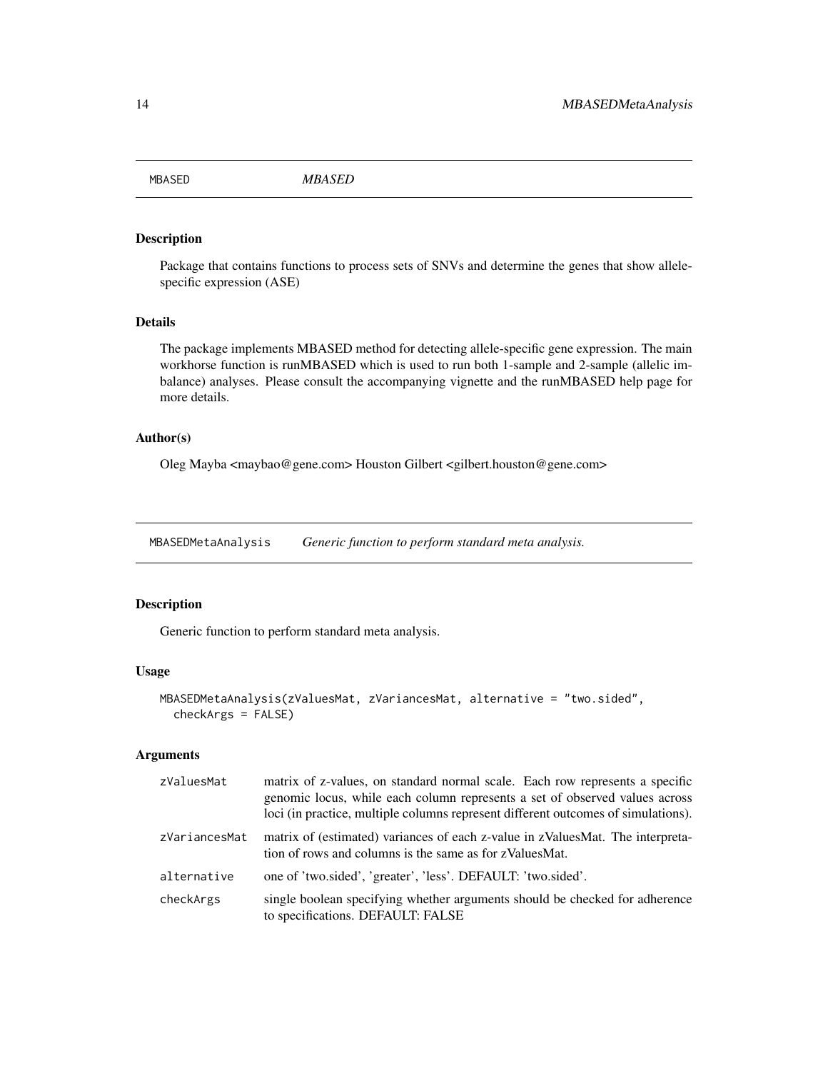## MBASED — *MBASED*

### Description

Package that contains functions to process sets of SNVs and determine the genes that show allele-specific expression (ASE)

### Details

The package implements MBASED method for detecting allele-specific gene expression. The main workhorse function is runMBASED which is used to run both 1-sample and 2-sample (allelic imbalance) analyses. Please consult the accompanying vignette and the runMBASED help page for more details.

### Author(s)

Oleg Mayba <maybao@gene.com> Houston Gilbert <gilbert.houston@gene.com>

## MBASEDMetaAnalysis — *Generic function to perform standard meta analysis.*

### Description

Generic function to perform standard meta analysis.

### Usage

```
MBASEDMetaAnalysis(zValuesMat, zVariancesMat, alternative = "two.sided",
  checkArgs = FALSE)
```

### Arguments

| | |
|---|---|
| zValuesMat | matrix of z-values, on standard normal scale. Each row represents a specific genomic locus, while each column represents a set of observed values across loci (in practice, multiple columns represent different outcomes of simulations). |
| zVariancesMat | matrix of (estimated) variances of each z-value in zValuesMat. The interpretation of rows and columns is the same as for zValuesMat. |
| alternative | one of 'two.sided', 'greater', 'less'. DEFAULT: 'two.sided'. |
| checkArgs | single boolean specifying whether arguments should be checked for adherence to specifications. DEFAULT: FALSE |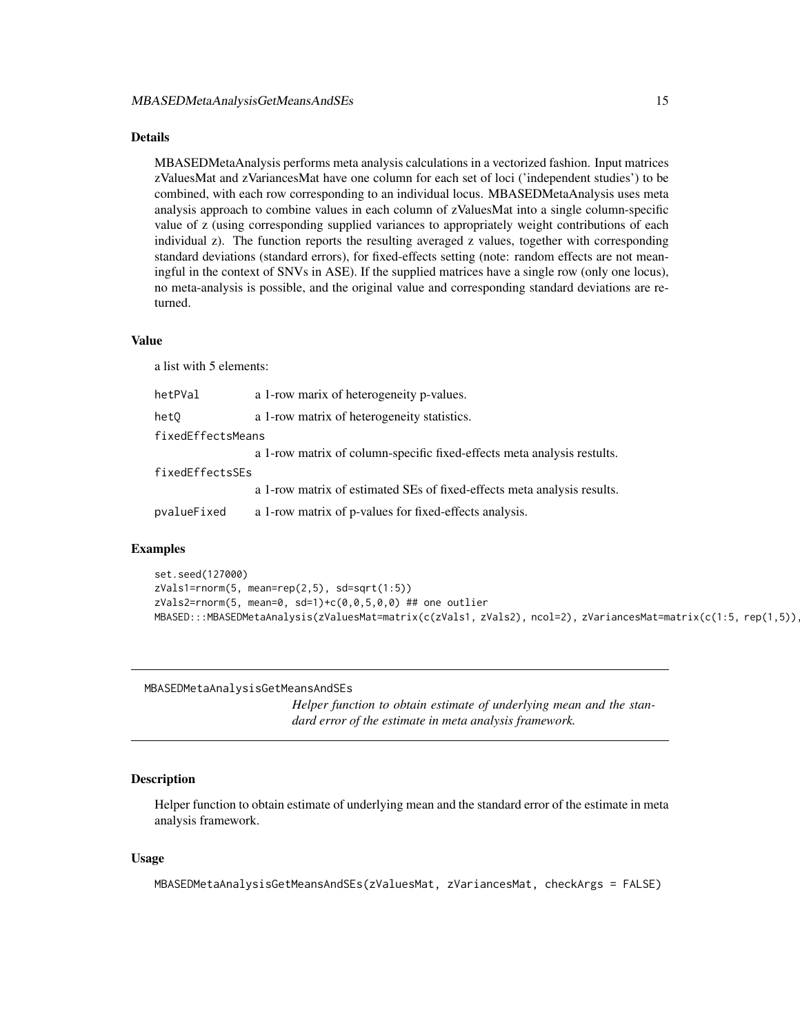### Details

MBASEDMetaAnalysis performs meta analysis calculations in a vectorized fashion. Input matrices zValuesMat and zVariancesMat have one column for each set of loci ('independent studies') to be combined, with each row corresponding to an individual locus. MBASEDMetaAnalysis uses meta analysis approach to combine values in each column of zValuesMat into a single column-specific value of z (using corresponding supplied variances to appropriately weight contributions of each individual z). The function reports the resulting averaged z values, together with corresponding standard deviations (standard errors), for fixed-effects setting (note: random effects are not meaningful in the context of SNVs in ASE). If the supplied matrices have a single row (only one locus), no meta-analysis is possible, and the original value and corresponding standard deviations are returned.

### Value

a list with 5 elements:

- `hetPVal` a 1-row marix of heterogeneity p-values.
- `hetQ` a 1-row matrix of heterogeneity statistics.
- `fixedEffectsMeans` a 1-row matrix of column-specific fixed-effects meta analysis restults.
- `fixedEffectsSEs` a 1-row matrix of estimated SEs of fixed-effects meta analysis results.
- `pvalueFixed` a 1-row matrix of p-values for fixed-effects analysis.

### Examples

```
set.seed(127000)
zVals1=rnorm(5, mean=rep(2,5), sd=sqrt(1:5))
zVals2=rnorm(5, mean=0, sd=1)+c(0,0,5,0,0) ## one outlier
MBASED:::MBASEDMetaAnalysis(zValuesMat=matrix(c(zVals1, zVals2), ncol=2), zVariancesMat=matrix(c(1:5, rep(1,5)),
```

---

## MBASEDMetaAnalysisGetMeansAndSEs

*Helper function to obtain estimate of underlying mean and the standard error of the estimate in meta analysis framework.*

### Description

Helper function to obtain estimate of underlying mean and the standard error of the estimate in meta analysis framework.

### Usage

```
MBASEDMetaAnalysisGetMeansAndSEs(zValuesMat, zVariancesMat, checkArgs = FALSE)
```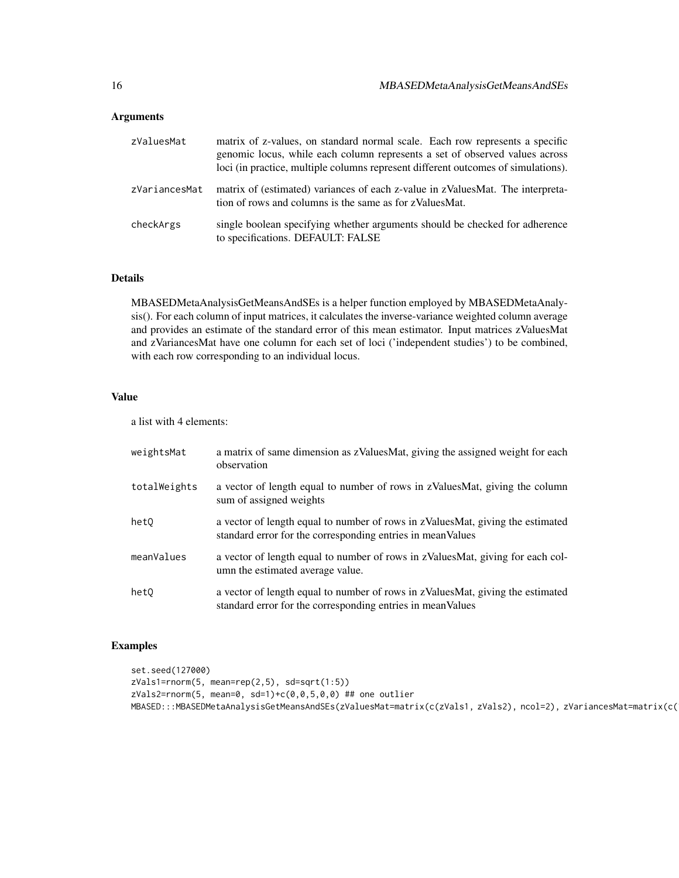### Arguments

zValuesMat
: matrix of z-values, on standard normal scale. Each row represents a specific genomic locus, while each column represents a set of observed values across loci (in practice, multiple columns represent different outcomes of simulations).

zVariancesMat
: matrix of (estimated) variances of each z-value in zValuesMat. The interpretation of rows and columns is the same as for zValuesMat.

checkArgs
: single boolean specifying whether arguments should be checked for adherence to specifications. DEFAULT: FALSE

### Details

MBASEDMetaAnalysisGetMeansAndSEs is a helper function employed by MBASEDMetaAnalysis(). For each column of input matrices, it calculates the inverse-variance weighted column average and provides an estimate of the standard error of this mean estimator. Input matrices zValuesMat and zVariancesMat have one column for each set of loci ('independent studies') to be combined, with each row corresponding to an individual locus.

### Value

a list with 4 elements:

weightsMat
: a matrix of same dimension as zValuesMat, giving the assigned weight for each observation

totalWeights
: a vector of length equal to number of rows in zValuesMat, giving the column sum of assigned weights

hetQ
: a vector of length equal to number of rows in zValuesMat, giving the estimated standard error for the corresponding entries in meanValues

meanValues
: a vector of length equal to number of rows in zValuesMat, giving for each column the estimated average value.

hetQ
: a vector of length equal to number of rows in zValuesMat, giving the estimated standard error for the corresponding entries in meanValues

### Examples

```
set.seed(127000)
zVals1=rnorm(5, mean=rep(2,5), sd=sqrt(1:5))
zVals2=rnorm(5, mean=0, sd=1)+c(0,0,5,0,0) ## one outlier
MBASED:::MBASEDMetaAnalysisGetMeansAndSEs(zValuesMat=matrix(c(zVals1, zVals2), ncol=2), zVariancesMat=matrix(c(
```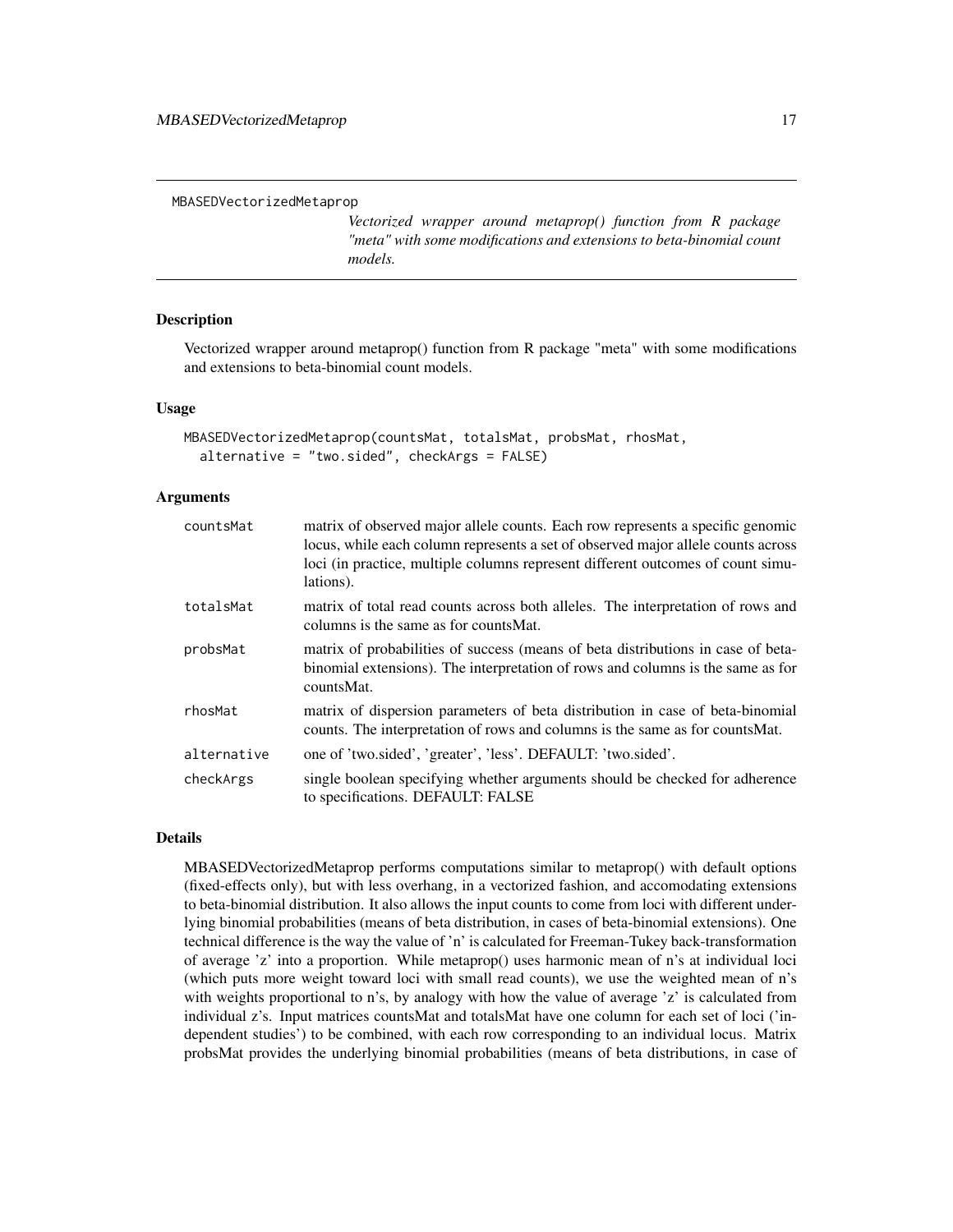MBASEDVectorizedMetaprop

*Vectorized wrapper around metaprop() function from R package "meta" with some modifications and extensions to beta-binomial count models.*

## Description

Vectorized wrapper around metaprop() function from R package "meta" with some modifications and extensions to beta-binomial count models.

## Usage

```
MBASEDVectorizedMetaprop(countsMat, totalsMat, probsMat, rhosMat,
  alternative = "two.sided", checkArgs = FALSE)
```

## Arguments

| | |
|---|---|
| countsMat | matrix of observed major allele counts. Each row represents a specific genomic locus, while each column represents a set of observed major allele counts across loci (in practice, multiple columns represent different outcomes of count simulations). |
| totalsMat | matrix of total read counts across both alleles. The interpretation of rows and columns is the same as for countsMat. |
| probsMat | matrix of probabilities of success (means of beta distributions in case of beta-binomial extensions). The interpretation of rows and columns is the same as for countsMat. |
| rhosMat | matrix of dispersion parameters of beta distribution in case of beta-binomial counts. The interpretation of rows and columns is the same as for countsMat. |
| alternative | one of 'two.sided', 'greater', 'less'. DEFAULT: 'two.sided'. |
| checkArgs | single boolean specifying whether arguments should be checked for adherence to specifications. DEFAULT: FALSE |

## Details

MBASEDVectorizedMetaprop performs computations similar to metaprop() with default options (fixed-effects only), but with less overhang, in a vectorized fashion, and accomodating extensions to beta-binomial distribution. It also allows the input counts to come from loci with different underlying binomial probabilities (means of beta distribution, in cases of beta-binomial extensions). One technical difference is the way the value of 'n' is calculated for Freeman-Tukey back-transformation of average 'z' into a proportion. While metaprop() uses harmonic mean of n's at individual loci (which puts more weight toward loci with small read counts), we use the weighted mean of n's with weights proportional to n's, by analogy with how the value of average 'z' is calculated from individual z's. Input matrices countsMat and totalsMat have one column for each set of loci ('independent studies') to be combined, with each row corresponding to an individual locus. Matrix probsMat provides the underlying binomial probabilities (means of beta distributions, in case of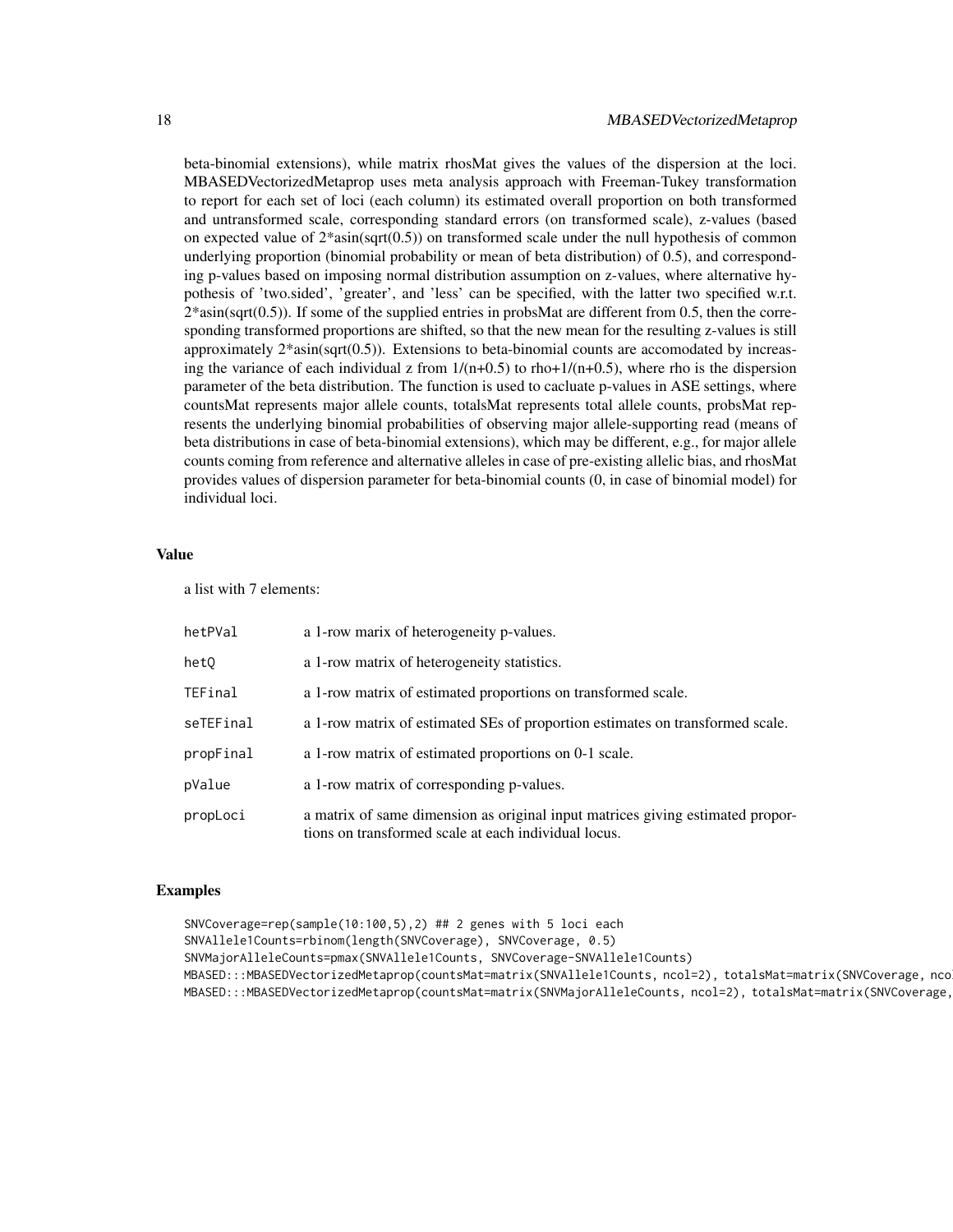beta-binomial extensions), while matrix rhosMat gives the values of the dispersion at the loci. MBASEDVectorizedMetaprop uses meta analysis approach with Freeman-Tukey transformation to report for each set of loci (each column) its estimated overall proportion on both transformed and untransformed scale, corresponding standard errors (on transformed scale), z-values (based on expected value of 2*asin(sqrt(0.5)) on transformed scale under the null hypothesis of common underlying proportion (binomial probability or mean of beta distribution) of 0.5), and corresponding p-values based on imposing normal distribution assumption on z-values, where alternative hypothesis of 'two.sided', 'greater', and 'less' can be specified, with the latter two specified w.r.t. 2*asin(sqrt(0.5)). If some of the supplied entries in probsMat are different from 0.5, then the corresponding transformed proportions are shifted, so that the new mean for the resulting z-values is still approximately 2*asin(sqrt(0.5)). Extensions to beta-binomial counts are accomodated by increasing the variance of each individual z from 1/(n+0.5) to rho+1/(n+0.5), where rho is the dispersion parameter of the beta distribution. The function is used to cacluate p-values in ASE settings, where countsMat represents major allele counts, totalsMat represents total allele counts, probsMat represents the underlying binomial probabilities of observing major allele-supporting read (means of beta distributions in case of beta-binomial extensions), which may be different, e.g., for major allele counts coming from reference and alternative alleles in case of pre-existing allelic bias, and rhosMat provides values of dispersion parameter for beta-binomial counts (0, in case of binomial model) for individual loci.

## Value

a list with 7 elements:

| | |
|---|---|
| hetPVal | a 1-row marix of heterogeneity p-values. |
| hetQ | a 1-row matrix of heterogeneity statistics. |
| TEFinal | a 1-row matrix of estimated proportions on transformed scale. |
| seTEFinal | a 1-row matrix of estimated SEs of proportion estimates on transformed scale. |
| propFinal | a 1-row matrix of estimated proportions on 0-1 scale. |
| pValue | a 1-row matrix of corresponding p-values. |
| propLoci | a matrix of same dimension as original input matrices giving estimated proportions on transformed scale at each individual locus. |

## Examples

```
SNVCoverage=rep(sample(10:100,5),2) ## 2 genes with 5 loci each
SNVAllele1Counts=rbinom(length(SNVCoverage), SNVCoverage, 0.5)
SNVMajorAlleleCounts=pmax(SNVAllele1Counts, SNVCoverage-SNVAllele1Counts)
MBASED:::MBASEDVectorizedMetaprop(countsMat=matrix(SNVAllele1Counts, ncol=2), totalsMat=matrix(SNVCoverage, nco
MBASED:::MBASEDVectorizedMetaprop(countsMat=matrix(SNVMajorAlleleCounts, ncol=2), totalsMat=matrix(SNVCoverage,
```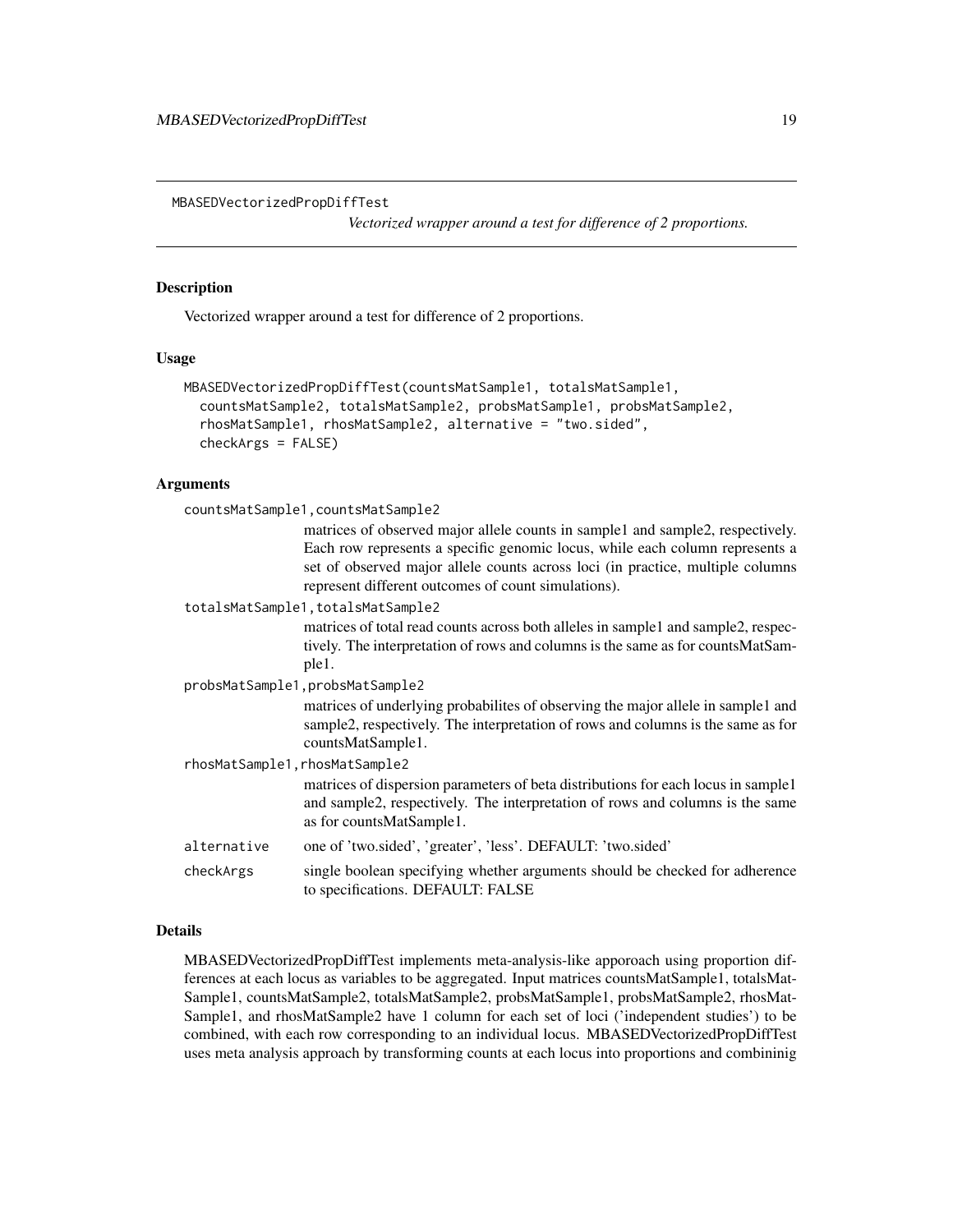MBASEDVectorizedPropDiffTest

*Vectorized wrapper around a test for difference of 2 proportions.*

### Description

Vectorized wrapper around a test for difference of 2 proportions.

### Usage

```
MBASEDVectorizedPropDiffTest(countsMatSample1, totalsMatSample1,
  countsMatSample2, totalsMatSample2, probsMatSample1, probsMatSample2,
  rhosMatSample1, rhosMatSample2, alternative = "two.sided",
  checkArgs = FALSE)
```

### Arguments

`countsMatSample1,countsMatSample2`
: matrices of observed major allele counts in sample1 and sample2, respectively. Each row represents a specific genomic locus, while each column represents a set of observed major allele counts across loci (in practice, multiple columns represent different outcomes of count simulations).

`totalsMatSample1,totalsMatSample2`
: matrices of total read counts across both alleles in sample1 and sample2, respectively. The interpretation of rows and columns is the same as for countsMatSample1.

`probsMatSample1,probsMatSample2`
: matrices of underlying probabilites of observing the major allele in sample1 and sample2, respectively. The interpretation of rows and columns is the same as for countsMatSample1.

`rhosMatSample1,rhosMatSample2`
: matrices of dispersion parameters of beta distributions for each locus in sample1 and sample2, respectively. The interpretation of rows and columns is the same as for countsMatSample1.

`alternative`
: one of 'two.sided', 'greater', 'less'. DEFAULT: 'two.sided'

`checkArgs`
: single boolean specifying whether arguments should be checked for adherence to specifications. DEFAULT: FALSE

### Details

MBASEDVectorizedPropDiffTest implements meta-analysis-like apporoach using proportion differences at each locus as variables to be aggregated. Input matrices countsMatSample1, totalsMatSample1, countsMatSample2, totalsMatSample2, probsMatSample1, probsMatSample2, rhosMatSample1, and rhosMatSample2 have 1 column for each set of loci ('independent studies') to be combined, with each row corresponding to an individual locus. MBASEDVectorizedPropDiffTest uses meta analysis approach by transforming counts at each locus into proportions and combininig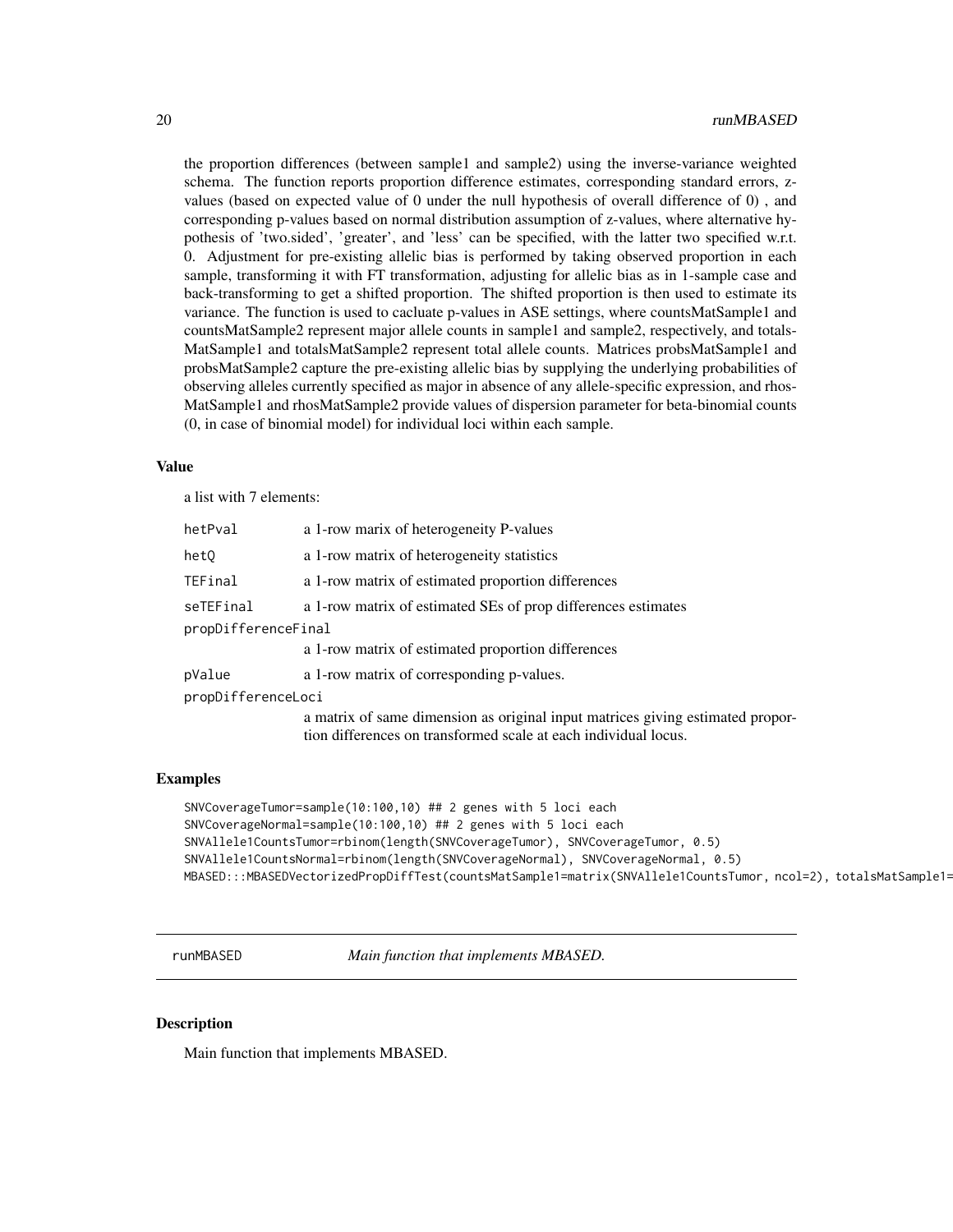the proportion differences (between sample1 and sample2) using the inverse-variance weighted schema. The function reports proportion difference estimates, corresponding standard errors, z-values (based on expected value of 0 under the null hypothesis of overall difference of 0) , and corresponding p-values based on normal distribution assumption of z-values, where alternative hypothesis of 'two.sided', 'greater', and 'less' can be specified, with the latter two specified w.r.t. 0. Adjustment for pre-existing allelic bias is performed by taking observed proportion in each sample, transforming it with FT transformation, adjusting for allelic bias as in 1-sample case and back-transforming to get a shifted proportion. The shifted proportion is then used to estimate its variance. The function is used to cacluate p-values in ASE settings, where countsMatSample1 and countsMatSample2 represent major allele counts in sample1 and sample2, respectively, and totalsMatSample1 and totalsMatSample2 represent total allele counts. Matrices probsMatSample1 and probsMatSample2 capture the pre-existing allelic bias by supplying the underlying probabilities of observing alleles currently specified as major in absence of any allele-specific expression, and rhosMatSample1 and rhosMatSample2 provide values of dispersion parameter for beta-binomial counts (0, in case of binomial model) for individual loci within each sample.

### Value

a list with 7 elements:

| | |
|---|---|
| hetPval | a 1-row marix of heterogeneity P-values |
| hetQ | a 1-row matrix of heterogeneity statistics |
| TEFinal | a 1-row matrix of estimated proportion differences |
| seTEFinal | a 1-row matrix of estimated SEs of prop differences estimates |
| propDifferenceFinal | a 1-row matrix of estimated proportion differences |
| pValue | a 1-row matrix of corresponding p-values. |
| propDifferenceLoci | a matrix of same dimension as original input matrices giving estimated proportion differences on transformed scale at each individual locus. |

### Examples

```
SNVCoverageTumor=sample(10:100,10) ## 2 genes with 5 loci each
SNVCoverageNormal=sample(10:100,10) ## 2 genes with 5 loci each
SNVAllele1CountsTumor=rbinom(length(SNVCoverageTumor), SNVCoverageTumor, 0.5)
SNVAllele1CountsNormal=rbinom(length(SNVCoverageNormal), SNVCoverageNormal, 0.5)
MBASED:::MBASEDVectorizedPropDiffTest(countsMatSample1=matrix(SNVAllele1CountsTumor, ncol=2), totalsMatSample1=
```

---

## runMBASED — *Main function that implements MBASED.*

### Description

Main function that implements MBASED.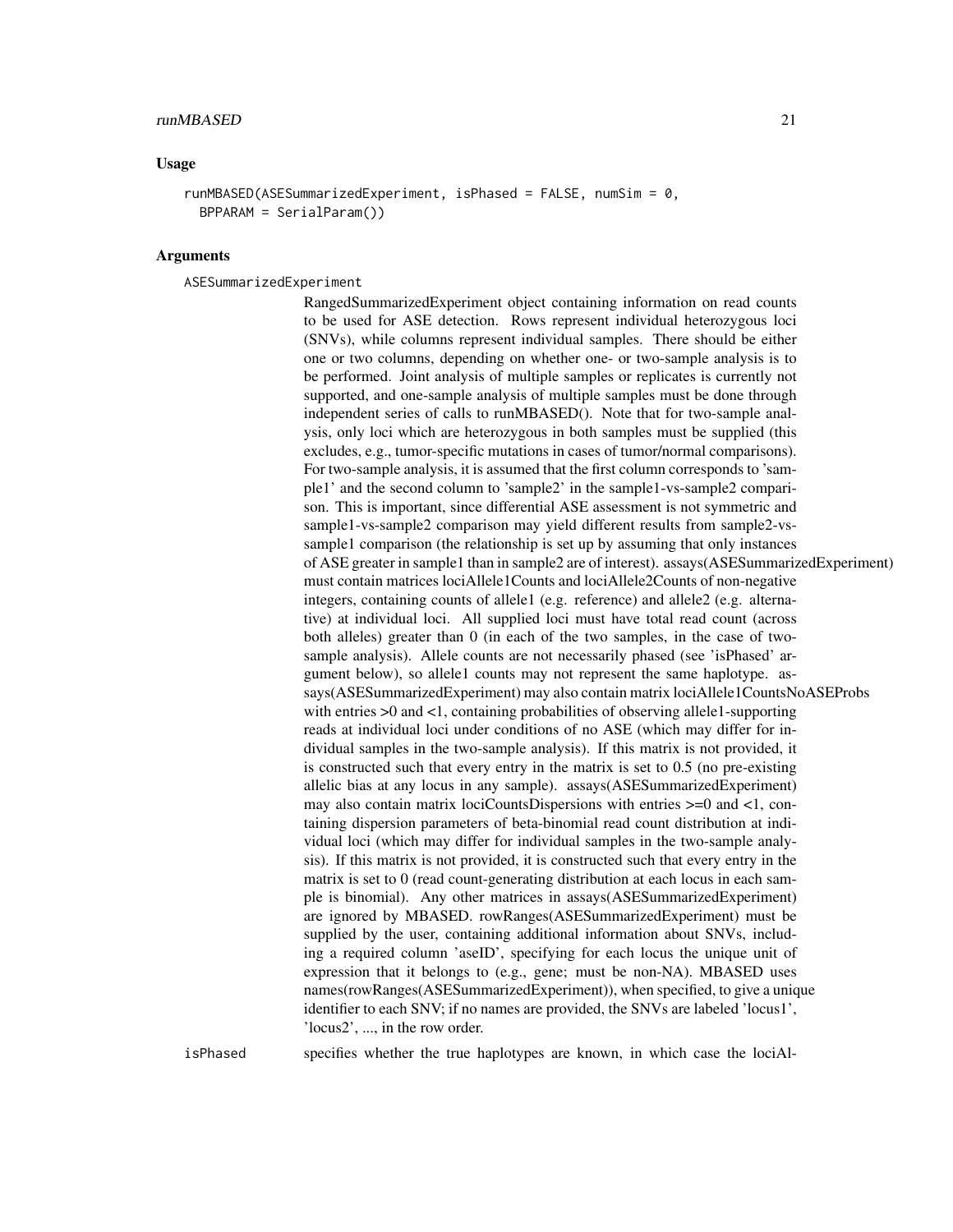## Usage

```
runMBASED(ASESummarizedExperiment, isPhased = FALSE, numSim = 0,
  BPPARAM = SerialParam())
```

## Arguments

ASESummarizedExperiment

RangedSummarizedExperiment object containing information on read counts to be used for ASE detection. Rows represent individual heterozygous loci (SNVs), while columns represent individual samples. There should be either one or two columns, depending on whether one- or two-sample analysis is to be performed. Joint analysis of multiple samples or replicates is currently not supported, and one-sample analysis of multiple samples must be done through independent series of calls to runMBASED(). Note that for two-sample analysis, only loci which are heterozygous in both samples must be supplied (this excludes, e.g., tumor-specific mutations in cases of tumor/normal comparisons). For two-sample analysis, it is assumed that the first column corresponds to 'sample1' and the second column to 'sample2' in the sample1-vs-sample2 comparison. This is important, since differential ASE assessment is not symmetric and sample1-vs-sample2 comparison may yield different results from sample2-vs-sample1 comparison (the relationship is set up by assuming that only instances of ASE greater in sample1 than in sample2 are of interest). assays(ASESummarizedExperiment) must contain matrices lociAllele1Counts and lociAllele2Counts of non-negative integers, containing counts of allele1 (e.g. reference) and allele2 (e.g. alternative) at individual loci. All supplied loci must have total read count (across both alleles) greater than 0 (in each of the two samples, in the case of two-sample analysis). Allele counts are not necessarily phased (see 'isPhased' argument below), so allele1 counts may not represent the same haplotype. assays(ASESummarizedExperiment) may also contain matrix lociAllele1CountsNoASEProbs with entries >0 and <1, containing probabilities of observing allele1-supporting reads at individual loci under conditions of no ASE (which may differ for individual samples in the two-sample analysis). If this matrix is not provided, it is constructed such that every entry in the matrix is set to 0.5 (no pre-existing allelic bias at any locus in any sample). assays(ASESummarizedExperiment) may also contain matrix lociCountsDispersions with entries >=0 and <1, containing dispersion parameters of beta-binomial read count distribution at individual loci (which may differ for individual samples in the two-sample analysis). If this matrix is not provided, it is constructed such that every entry in the matrix is set to 0 (read count-generating distribution at each locus in each sample is binomial). Any other matrices in assays(ASESummarizedExperiment) are ignored by MBASED. rowRanges(ASESummarizedExperiment) must be supplied by the user, containing additional information about SNVs, including a required column 'aseID', specifying for each locus the unique unit of expression that it belongs to (e.g., gene; must be non-NA). MBASED uses names(rowRanges(ASESummarizedExperiment)), when specified, to give a unique identifier to each SNV; if no names are provided, the SNVs are labeled 'locus1', 'locus2', ..., in the row order.

isPhased

specifies whether the true haplotypes are known, in which case the lociAl-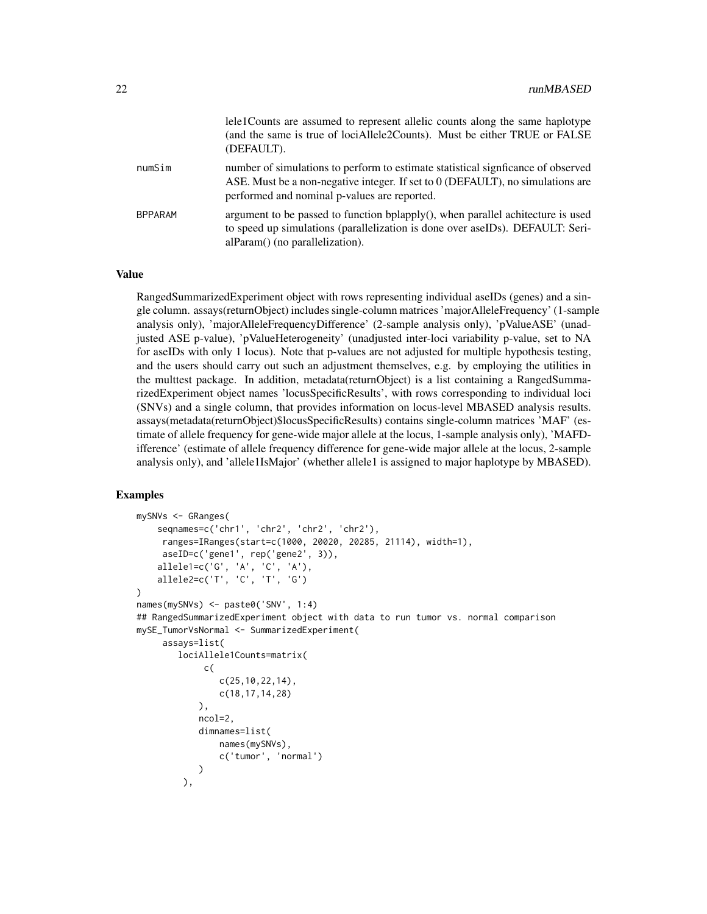| | |
|---|---|
| | lele1Counts are assumed to represent allelic counts along the same haplotype (and the same is true of lociAllele2Counts). Must be either TRUE or FALSE (DEFAULT). |
| numSim | number of simulations to perform to estimate statistical signficance of observed ASE. Must be a non-negative integer. If set to 0 (DEFAULT), no simulations are performed and nominal p-values are reported. |
| BPPARAM | argument to be passed to function bplapply(), when parallel achitecture is used to speed up simulations (parallelization is done over aseIDs). DEFAULT: SerialParam() (no parallelization). |

## Value

RangedSummarizedExperiment object with rows representing individual aseIDs (genes) and a single column. assays(returnObject) includes single-column matrices 'majorAlleleFrequency' (1-sample analysis only), 'majorAlleleFrequencyDifference' (2-sample analysis only), 'pValueASE' (unadjusted ASE p-value), 'pValueHeterogeneity' (unadjusted inter-loci variability p-value, set to NA for aseIDs with only 1 locus). Note that p-values are not adjusted for multiple hypothesis testing, and the users should carry out such an adjustment themselves, e.g. by employing the utilities in the multtest package. In addition, metadata(returnObject) is a list containing a RangedSummarizedExperiment object names 'locusSpecificResults', with rows corresponding to individual loci (SNVs) and a single column, that provides information on locus-level MBASED analysis results. assays(metadata(returnObject)$locusSpecificResults) contains single-column matrices 'MAF' (estimate of allele frequency for gene-wide major allele at the locus, 1-sample analysis only), 'MAFDifference' (estimate of allele frequency difference for gene-wide major allele at the locus, 2-sample analysis only), and 'allele1IsMajor' (whether allele1 is assigned to major haplotype by MBASED).

## Examples

```
mySNVs <- GRanges(
    seqnames=c('chr1', 'chr2', 'chr2', 'chr2'),
     ranges=IRanges(start=c(1000, 20020, 20285, 21114), width=1),
     aseID=c('gene1', rep('gene2', 3)),
    allele1=c('G', 'A', 'C', 'A'),
    allele2=c('T', 'C', 'T', 'G')
)
names(mySNVs) <- paste0('SNV', 1:4)
## RangedSummarizedExperiment object with data to run tumor vs. normal comparison
mySE_TumorVsNormal <- SummarizedExperiment(
     assays=list(
        lociAllele1Counts=matrix(
             c(
                c(25,10,22,14),
                c(18,17,14,28)
            ),
            ncol=2,
            dimnames=list(
                names(mySNVs),
                c('tumor', 'normal')
            )
         ),
```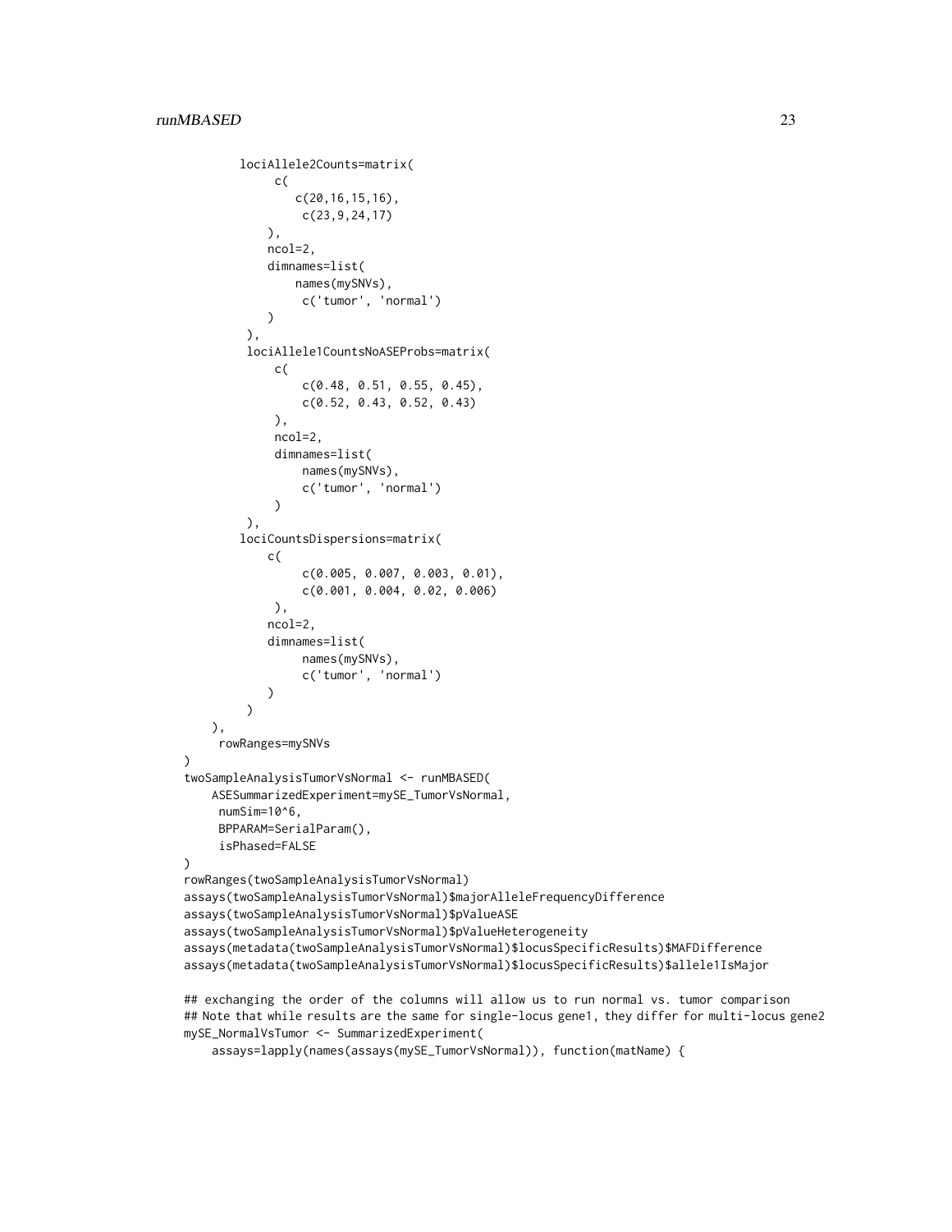```
        lociAllele2Counts=matrix(
            c(
                c(20,16,15,16),
                c(23,9,24,17)
            ),
            ncol=2,
            dimnames=list(
                names(mySNVs),
                c('tumor', 'normal')
            )
        ),
        lociAllele1CountsNoASEProbs=matrix(
            c(
                c(0.48, 0.51, 0.55, 0.45),
                c(0.52, 0.43, 0.52, 0.43)
            ),
            ncol=2,
            dimnames=list(
                names(mySNVs),
                c('tumor', 'normal')
            )
        ),
        lociCountsDispersions=matrix(
            c(
                c(0.005, 0.007, 0.003, 0.01),
                c(0.001, 0.004, 0.02, 0.006)
            ),
            ncol=2,
            dimnames=list(
                names(mySNVs),
                c('tumor', 'normal')
            )
        )
    ),
    rowRanges=mySNVs
)
twoSampleAnalysisTumorVsNormal <- runMBASED(
    ASESummarizedExperiment=mySE_TumorVsNormal,
    numSim=10^6,
    BPPARAM=SerialParam(),
    isPhased=FALSE
)
rowRanges(twoSampleAnalysisTumorVsNormal)
assays(twoSampleAnalysisTumorVsNormal)$majorAlleleFrequencyDifference
assays(twoSampleAnalysisTumorVsNormal)$pValueASE
assays(twoSampleAnalysisTumorVsNormal)$pValueHeterogeneity
assays(metadata(twoSampleAnalysisTumorVsNormal)$locusSpecificResults)$MAFDifference
assays(metadata(twoSampleAnalysisTumorVsNormal)$locusSpecificResults)$allele1IsMajor

## exchanging the order of the columns will allow us to run normal vs. tumor comparison
## Note that while results are the same for single-locus gene1, they differ for multi-locus gene2
mySE_NormalVsTumor <- SummarizedExperiment(
    assays=lapply(names(assays(mySE_TumorVsNormal)), function(matName) {
```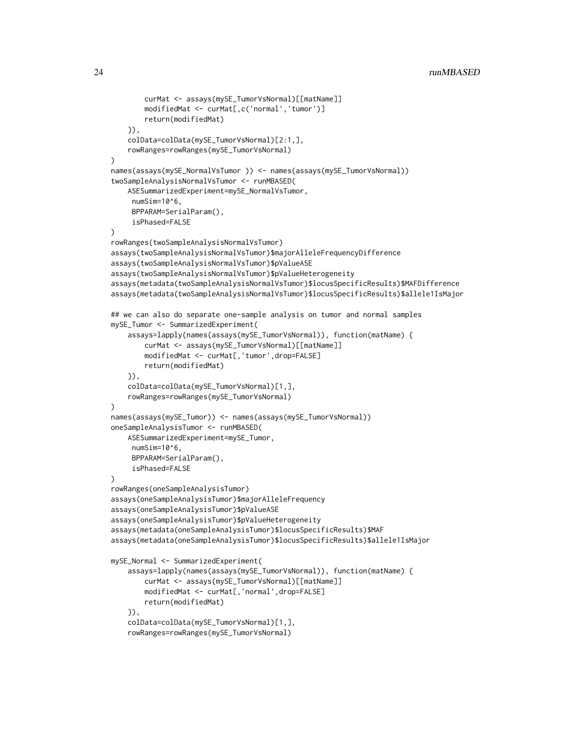```
        curMat <- assays(mySE_TumorVsNormal)[[matName]]
        modifiedMat <- curMat[,c('normal','tumor')]
        return(modifiedMat)
    }),
    colData=colData(mySE_TumorVsNormal)[2:1,],
    rowRanges=rowRanges(mySE_TumorVsNormal)
)
names(assays(mySE_NormalVsTumor )) <- names(assays(mySE_TumorVsNormal))
twoSampleAnalysisNormalVsTumor <- runMBASED(
    ASESummarizedExperiment=mySE_NormalVsTumor,
     numSim=10^6,
     BPPARAM=SerialParam(),
     isPhased=FALSE
)
rowRanges(twoSampleAnalysisNormalVsTumor)
assays(twoSampleAnalysisNormalVsTumor)$majorAlleleFrequencyDifference
assays(twoSampleAnalysisNormalVsTumor)$pValueASE
assays(twoSampleAnalysisNormalVsTumor)$pValueHeterogeneity
assays(metadata(twoSampleAnalysisNormalVsTumor)$locusSpecificResults)$MAFDifference
assays(metadata(twoSampleAnalysisNormalVsTumor)$locusSpecificResults)$allele1IsMajor

## we can also do separate one-sample analysis on tumor and normal samples
mySE_Tumor <- SummarizedExperiment(
    assays=lapply(names(assays(mySE_TumorVsNormal)), function(matName) {
        curMat <- assays(mySE_TumorVsNormal)[[matName]]
        modifiedMat <- curMat[,'tumor',drop=FALSE]
        return(modifiedMat)
    }),
    colData=colData(mySE_TumorVsNormal)[1,],
    rowRanges=rowRanges(mySE_TumorVsNormal)
)
names(assays(mySE_Tumor)) <- names(assays(mySE_TumorVsNormal))
oneSampleAnalysisTumor <- runMBASED(
    ASESummarizedExperiment=mySE_Tumor,
     numSim=10^6,
     BPPARAM=SerialParam(),
     isPhased=FALSE
)
rowRanges(oneSampleAnalysisTumor)
assays(oneSampleAnalysisTumor)$majorAlleleFrequency
assays(oneSampleAnalysisTumor)$pValueASE
assays(oneSampleAnalysisTumor)$pValueHeterogeneity
assays(metadata(oneSampleAnalysisTumor)$locusSpecificResults)$MAF
assays(metadata(oneSampleAnalysisTumor)$locusSpecificResults)$allele1IsMajor

mySE_Normal <- SummarizedExperiment(
    assays=lapply(names(assays(mySE_TumorVsNormal)), function(matName) {
        curMat <- assays(mySE_TumorVsNormal)[[matName]]
        modifiedMat <- curMat[,'normal',drop=FALSE]
        return(modifiedMat)
    }),
    colData=colData(mySE_TumorVsNormal)[1,],
    rowRanges=rowRanges(mySE_TumorVsNormal)
```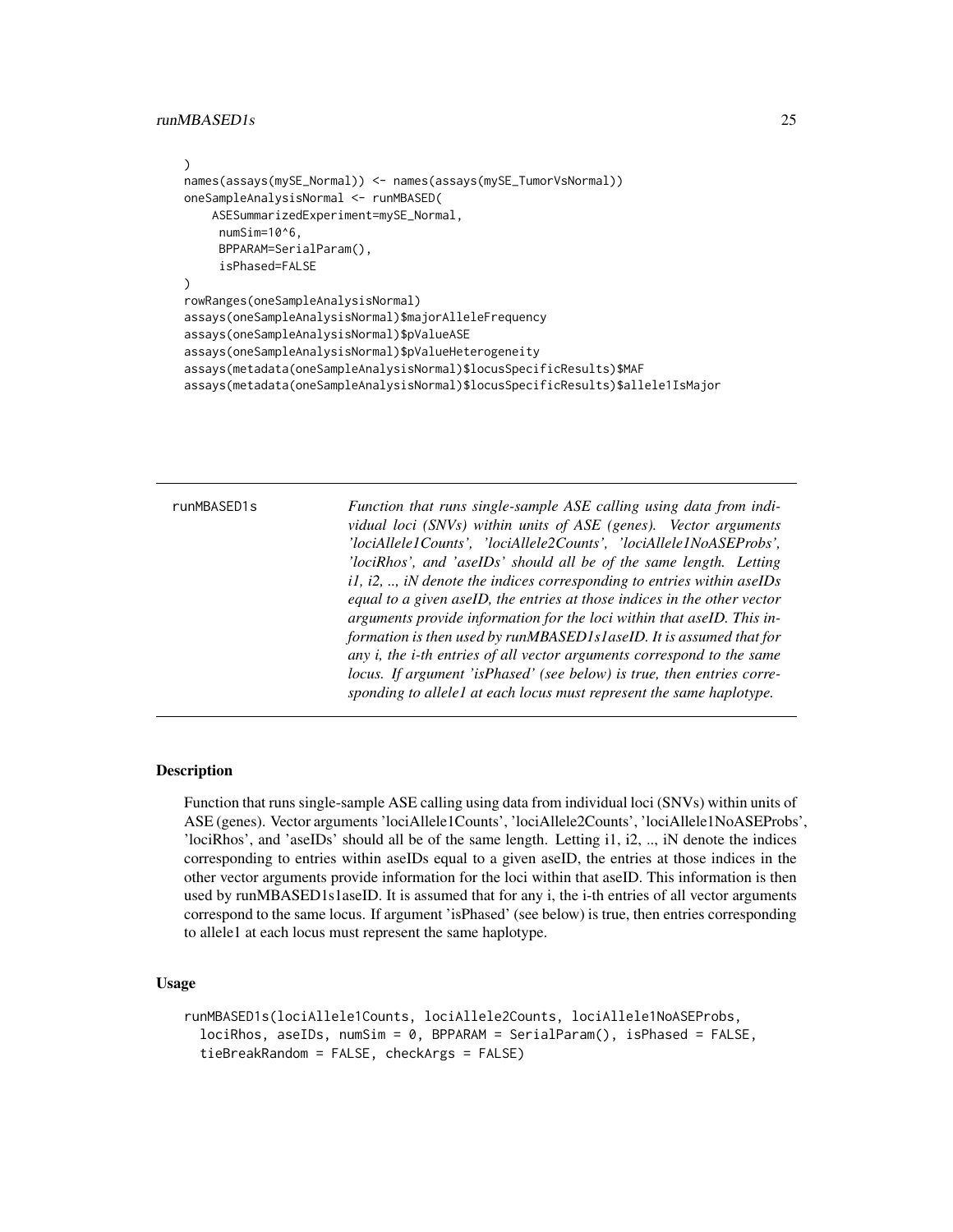```
)
names(assays(mySE_Normal)) <- names(assays(mySE_TumorVsNormal))
oneSampleAnalysisNormal <- runMBASED(
    ASESummarizedExperiment=mySE_Normal,
     numSim=10^6,
     BPPARAM=SerialParam(),
     isPhased=FALSE
)
rowRanges(oneSampleAnalysisNormal)
assays(oneSampleAnalysisNormal)$majorAlleleFrequency
assays(oneSampleAnalysisNormal)$pValueASE
assays(oneSampleAnalysisNormal)$pValueHeterogeneity
assays(metadata(oneSampleAnalysisNormal)$locusSpecificResults)$MAF
assays(metadata(oneSampleAnalysisNormal)$locusSpecificResults)$allele1IsMajor
```

---

`runMBASED1s` — *Function that runs single-sample ASE calling using data from individual loci (SNVs) within units of ASE (genes). Vector arguments 'lociAllele1Counts', 'lociAllele2Counts', 'lociAllele1NoASEProbs', 'lociRhos', and 'aseIDs' should all be of the same length. Letting i1, i2, .., iN denote the indices corresponding to entries within aseIDs equal to a given aseID, the entries at those indices in the other vector arguments provide information for the loci within that aseID. This information is then used by runMBASED1s1aseID. It is assumed that for any i, the i-th entries of all vector arguments correspond to the same locus. If argument 'isPhased' (see below) is true, then entries corresponding to allele1 at each locus must represent the same haplotype.*

---

## Description

Function that runs single-sample ASE calling using data from individual loci (SNVs) within units of ASE (genes). Vector arguments 'lociAllele1Counts', 'lociAllele2Counts', 'lociAllele1NoASEProbs', 'lociRhos', and 'aseIDs' should all be of the same length. Letting i1, i2, .., iN denote the indices corresponding to entries within aseIDs equal to a given aseID, the entries at those indices in the other vector arguments provide information for the loci within that aseID. This information is then used by runMBASED1s1aseID. It is assumed that for any i, the i-th entries of all vector arguments correspond to the same locus. If argument 'isPhased' (see below) is true, then entries corresponding to allele1 at each locus must represent the same haplotype.

## Usage

```
runMBASED1s(lociAllele1Counts, lociAllele2Counts, lociAllele1NoASEProbs,
  lociRhos, aseIDs, numSim = 0, BPPARAM = SerialParam(), isPhased = FALSE,
  tieBreakRandom = FALSE, checkArgs = FALSE)
```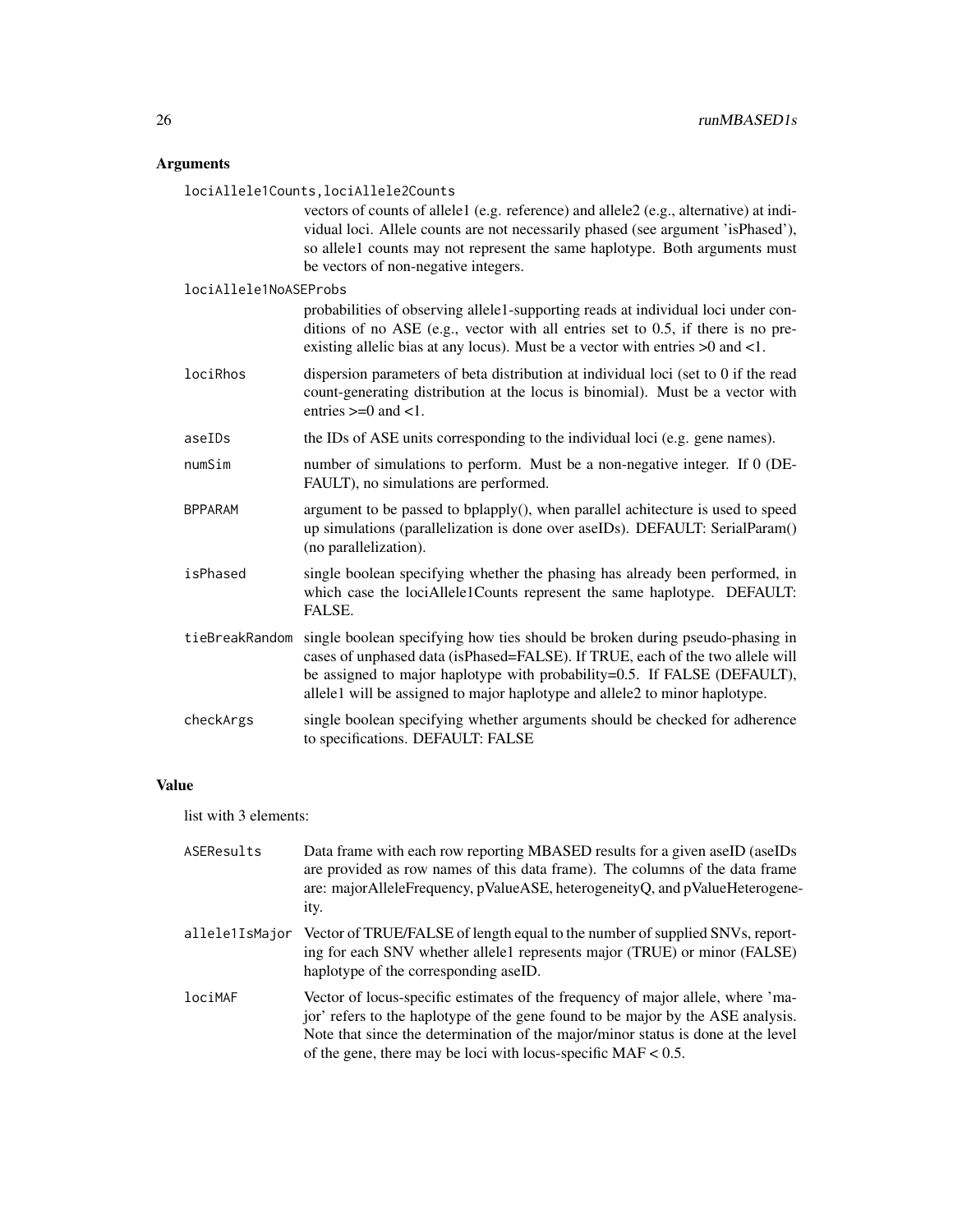## Arguments

**lociAllele1Counts,lociAllele2Counts**
: vectors of counts of allele1 (e.g. reference) and allele2 (e.g., alternative) at individual loci. Allele counts are not necessarily phased (see argument 'isPhased'), so allele1 counts may not represent the same haplotype. Both arguments must be vectors of non-negative integers.

**lociAllele1NoASEProbs**
: probabilities of observing allele1-supporting reads at individual loci under conditions of no ASE (e.g., vector with all entries set to 0.5, if there is no pre-existing allelic bias at any locus). Must be a vector with entries >0 and <1.

**lociRhos**
: dispersion parameters of beta distribution at individual loci (set to 0 if the read count-generating distribution at the locus is binomial). Must be a vector with entries >=0 and <1.

**aseIDs**
: the IDs of ASE units corresponding to the individual loci (e.g. gene names).

**numSim**
: number of simulations to perform. Must be a non-negative integer. If 0 (DEFAULT), no simulations are performed.

**BPPARAM**
: argument to be passed to bplapply(), when parallel achitecture is used to speed up simulations (parallelization is done over aseIDs). DEFAULT: SerialParam() (no parallelization).

**isPhased**
: single boolean specifying whether the phasing has already been performed, in which case the lociAllele1Counts represent the same haplotype. DEFAULT: FALSE.

**tieBreakRandom**
: single boolean specifying how ties should be broken during pseudo-phasing in cases of unphased data (isPhased=FALSE). If TRUE, each of the two allele will be assigned to major haplotype with probability=0.5. If FALSE (DEFAULT), allele1 will be assigned to major haplotype and allele2 to minor haplotype.

**checkArgs**
: single boolean specifying whether arguments should be checked for adherence to specifications. DEFAULT: FALSE

## Value

list with 3 elements:

**ASEResults**
: Data frame with each row reporting MBASED results for a given aseID (aseIDs are provided as row names of this data frame). The columns of the data frame are: majorAlleleFrequency, pValueASE, heterogeneityQ, and pValueHeterogeneity.

**allele1IsMajor**
: Vector of TRUE/FALSE of length equal to the number of supplied SNVs, reporting for each SNV whether allele1 represents major (TRUE) or minor (FALSE) haplotype of the corresponding aseID.

**lociMAF**
: Vector of locus-specific estimates of the frequency of major allele, where 'major' refers to the haplotype of the gene found to be major by the ASE analysis. Note that since the determination of the major/minor status is done at the level of the gene, there may be loci with locus-specific MAF < 0.5.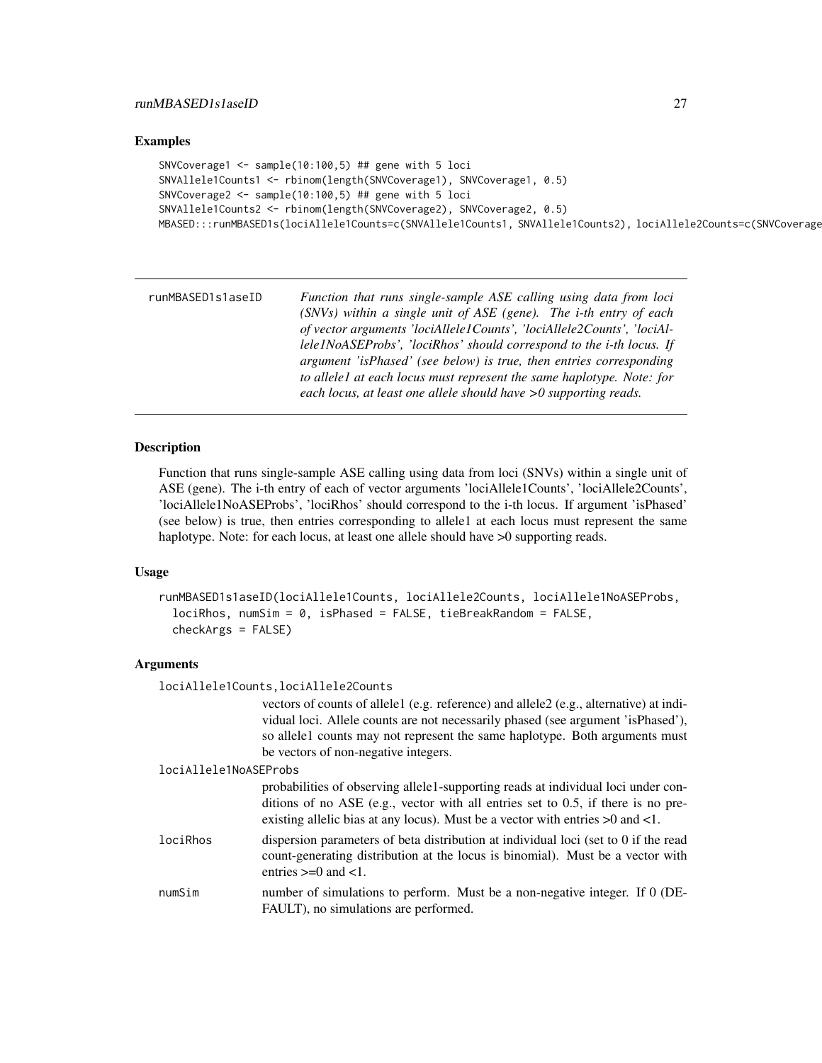### Examples

```
SNVCoverage1 <- sample(10:100,5) ## gene with 5 loci
SNVAllele1Counts1 <- rbinom(length(SNVCoverage1), SNVCoverage1, 0.5)
SNVCoverage2 <- sample(10:100,5) ## gene with 5 loci
SNVAllele1Counts2 <- rbinom(length(SNVCoverage2), SNVCoverage2, 0.5)
MBASED:::runMBASED1s(lociAllele1Counts=c(SNVAllele1Counts1, SNVAllele1Counts2), lociAllele2Counts=c(SNVCoverage
```

---

runMBASED1s1aseID — *Function that runs single-sample ASE calling using data from loci (SNVs) within a single unit of ASE (gene). The i-th entry of each of vector arguments 'lociAllele1Counts', 'lociAllele2Counts', 'lociAllele1NoASEProbs', 'lociRhos' should correspond to the i-th locus. If argument 'isPhased' (see below) is true, then entries corresponding to allele1 at each locus must represent the same haplotype. Note: for each locus, at least one allele should have >0 supporting reads.*

---

### Description

Function that runs single-sample ASE calling using data from loci (SNVs) within a single unit of ASE (gene). The i-th entry of each of vector arguments 'lociAllele1Counts', 'lociAllele2Counts', 'lociAllele1NoASEProbs', 'lociRhos' should correspond to the i-th locus. If argument 'isPhased' (see below) is true, then entries corresponding to allele1 at each locus must represent the same haplotype. Note: for each locus, at least one allele should have >0 supporting reads.

### Usage

```
runMBASED1s1aseID(lociAllele1Counts, lociAllele2Counts, lociAllele1NoASEProbs,
  lociRhos, numSim = 0, isPhased = FALSE, tieBreakRandom = FALSE,
  checkArgs = FALSE)
```

### Arguments

`lociAllele1Counts,lociAllele2Counts`
: vectors of counts of allele1 (e.g. reference) and allele2 (e.g., alternative) at individual loci. Allele counts are not necessarily phased (see argument 'isPhased'), so allele1 counts may not represent the same haplotype. Both arguments must be vectors of non-negative integers.

`lociAllele1NoASEProbs`
: probabilities of observing allele1-supporting reads at individual loci under conditions of no ASE (e.g., vector with all entries set to 0.5, if there is no pre-existing allelic bias at any locus). Must be a vector with entries >0 and <1.

`lociRhos`
: dispersion parameters of beta distribution at individual loci (set to 0 if the read count-generating distribution at the locus is binomial). Must be a vector with entries >=0 and <1.

`numSim`
: number of simulations to perform. Must be a non-negative integer. If 0 (DEFAULT), no simulations are performed.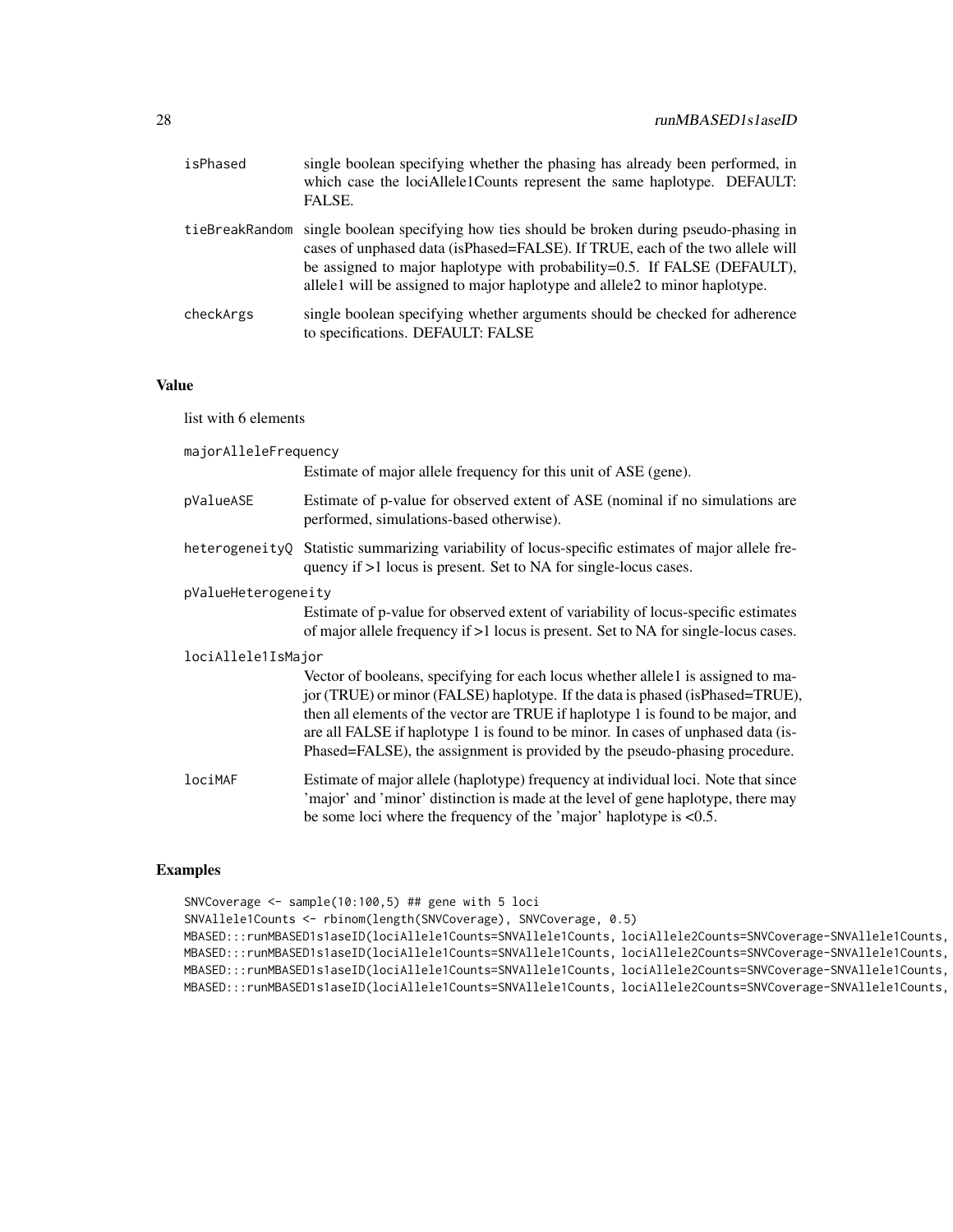isPhased single boolean specifying whether the phasing has already been performed, in which case the lociAllele1Counts represent the same haplotype. DEFAULT: FALSE.

tieBreakRandom single boolean specifying how ties should be broken during pseudo-phasing in cases of unphased data (isPhased=FALSE). If TRUE, each of the two allele will be assigned to major haplotype with probability=0.5. If FALSE (DEFAULT), allele1 will be assigned to major haplotype and allele2 to minor haplotype.

checkArgs single boolean specifying whether arguments should be checked for adherence to specifications. DEFAULT: FALSE

## Value

list with 6 elements

majorAlleleFrequency
Estimate of major allele frequency for this unit of ASE (gene).

pValueASE Estimate of p-value for observed extent of ASE (nominal if no simulations are performed, simulations-based otherwise).

heterogeneityQ Statistic summarizing variability of locus-specific estimates of major allele frequency if >1 locus is present. Set to NA for single-locus cases.

pValueHeterogeneity
Estimate of p-value for observed extent of variability of locus-specific estimates of major allele frequency if >1 locus is present. Set to NA for single-locus cases.

lociAllele1IsMajor
Vector of booleans, specifying for each locus whether allele1 is assigned to major (TRUE) or minor (FALSE) haplotype. If the data is phased (isPhased=TRUE), then all elements of the vector are TRUE if haplotype 1 is found to be major, and are all FALSE if haplotype 1 is found to be minor. In cases of unphased data (isPhased=FALSE), the assignment is provided by the pseudo-phasing procedure.

lociMAF Estimate of major allele (haplotype) frequency at individual loci. Note that since 'major' and 'minor' distinction is made at the level of gene haplotype, there may be some loci where the frequency of the 'major' haplotype is <0.5.

## Examples

```
SNVCoverage <- sample(10:100,5) ## gene with 5 loci
SNVAllele1Counts <- rbinom(length(SNVCoverage), SNVCoverage, 0.5)
MBASED:::runMBASED1s1aseID(lociAllele1Counts=SNVAllele1Counts, lociAllele2Counts=SNVCoverage-SNVAllele1Counts,
MBASED:::runMBASED1s1aseID(lociAllele1Counts=SNVAllele1Counts, lociAllele2Counts=SNVCoverage-SNVAllele1Counts,
MBASED:::runMBASED1s1aseID(lociAllele1Counts=SNVAllele1Counts, lociAllele2Counts=SNVCoverage-SNVAllele1Counts,
MBASED:::runMBASED1s1aseID(lociAllele1Counts=SNVAllele1Counts, lociAllele2Counts=SNVCoverage-SNVAllele1Counts,
```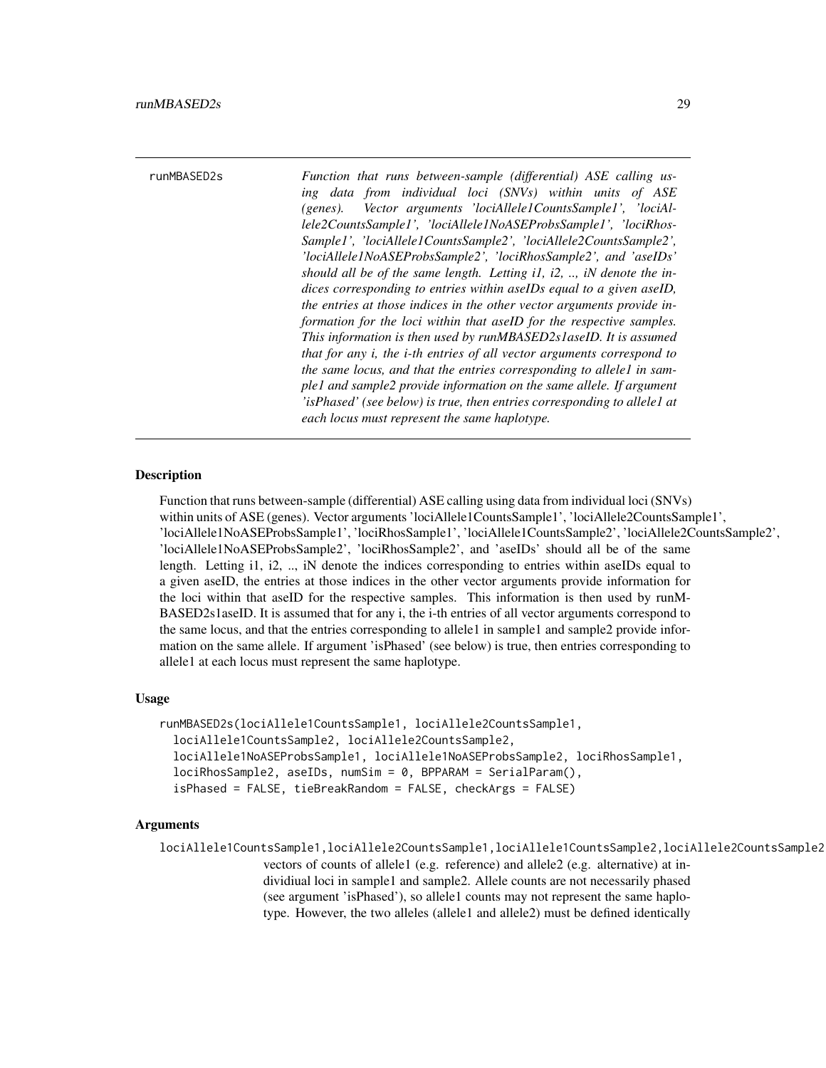runMBASED2s *Function that runs between-sample (differential) ASE calling using data from individual loci (SNVs) within units of ASE (genes). Vector arguments 'lociAllele1CountsSample1', 'lociAllele2CountsSample1', 'lociAllele1NoASEProbsSample1', 'lociRhosSample1', 'lociAllele1CountsSample2', 'lociAllele2CountsSample2', 'lociAllele1NoASEProbsSample2', 'lociRhosSample2', and 'aseIDs' should all be of the same length. Letting i1, i2, .., iN denote the indices corresponding to entries within aseIDs equal to a given aseID, the entries at those indices in the other vector arguments provide information for the loci within that aseID for the respective samples. This information is then used by runMBASED2s1aseID. It is assumed that for any i, the i-th entries of all vector arguments correspond to the same locus, and that the entries corresponding to allele1 in sample1 and sample2 provide information on the same allele. If argument 'isPhased' (see below) is true, then entries corresponding to allele1 at each locus must represent the same haplotype.*

### Description

Function that runs between-sample (differential) ASE calling using data from individual loci (SNVs) within units of ASE (genes). Vector arguments 'lociAllele1CountsSample1', 'lociAllele2CountsSample1', 'lociAllele1NoASEProbsSample1', 'lociRhosSample1', 'lociAllele1CountsSample2', 'lociAllele2CountsSample2', 'lociAllele1NoASEProbsSample2', 'lociRhosSample2', and 'aseIDs' should all be of the same length. Letting i1, i2, .., iN denote the indices corresponding to entries within aseIDs equal to a given aseID, the entries at those indices in the other vector arguments provide information for the loci within that aseID for the respective samples. This information is then used by runMBASED2s1aseID. It is assumed that for any i, the i-th entries of all vector arguments correspond to the same locus, and that the entries corresponding to allele1 in sample1 and sample2 provide information on the same allele. If argument 'isPhased' (see below) is true, then entries corresponding to allele1 at each locus must represent the same haplotype.

### Usage

```
runMBASED2s(lociAllele1CountsSample1, lociAllele2CountsSample1,
  lociAllele1CountsSample2, lociAllele2CountsSample2,
  lociAllele1NoASEProbsSample1, lociAllele1NoASEProbsSample2, lociRhosSample1,
  lociRhosSample2, aseIDs, numSim = 0, BPPARAM = SerialParam(),
  isPhased = FALSE, tieBreakRandom = FALSE, checkArgs = FALSE)
```

### Arguments

`lociAllele1CountsSample1,lociAllele2CountsSample1,lociAllele1CountsSample2,lociAllele2CountsSample2`

vectors of counts of allele1 (e.g. reference) and allele2 (e.g. alternative) at individiual loci in sample1 and sample2. Allele counts are not necessarily phased (see argument 'isPhased'), so allele1 counts may not represent the same haplotype. However, the two alleles (allele1 and allele2) must be defined identically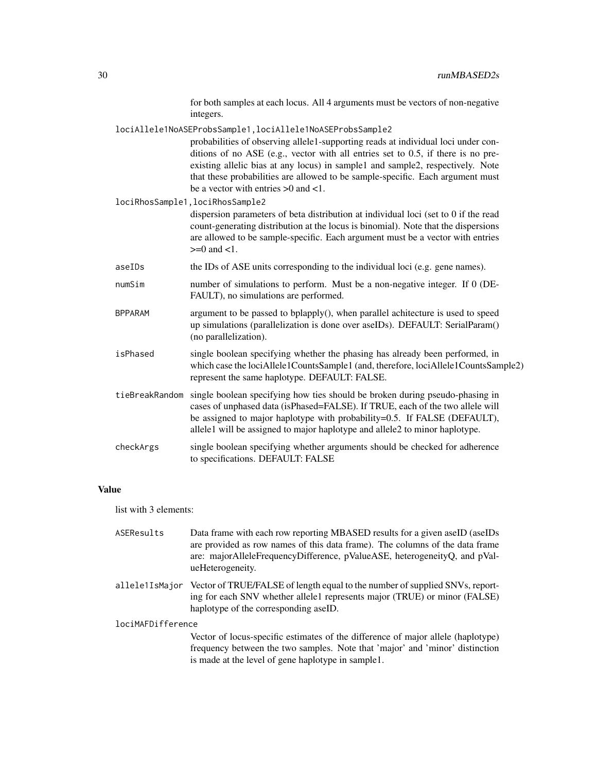for both samples at each locus. All 4 arguments must be vectors of non-negative integers.

`lociAllele1NoASEProbsSample1,lociAllele1NoASEProbsSample2`
: probabilities of observing allele1-supporting reads at individual loci under conditions of no ASE (e.g., vector with all entries set to 0.5, if there is no pre-existing allelic bias at any locus) in sample1 and sample2, respectively. Note that these probabilities are allowed to be sample-specific. Each argument must be a vector with entries >0 and <1.

`lociRhosSample1,lociRhosSample2`
: dispersion parameters of beta distribution at individual loci (set to 0 if the read count-generating distribution at the locus is binomial). Note that the dispersions are allowed to be sample-specific. Each argument must be a vector with entries >=0 and <1.

`aseIDs`
: the IDs of ASE units corresponding to the individual loci (e.g. gene names).

`numSim`
: number of simulations to perform. Must be a non-negative integer. If 0 (DEFAULT), no simulations are performed.

`BPPARAM`
: argument to be passed to bplapply(), when parallel achitecture is used to speed up simulations (parallelization is done over aseIDs). DEFAULT: SerialParam() (no parallelization).

`isPhased`
: single boolean specifying whether the phasing has already been performed, in which case the lociAllele1CountsSample1 (and, therefore, lociAllele1CountsSample2) represent the same haplotype. DEFAULT: FALSE.

`tieBreakRandom`
: single boolean specifying how ties should be broken during pseudo-phasing in cases of unphased data (isPhased=FALSE). If TRUE, each of the two allele will be assigned to major haplotype with probability=0.5. If FALSE (DEFAULT), allele1 will be assigned to major haplotype and allele2 to minor haplotype.

`checkArgs`
: single boolean specifying whether arguments should be checked for adherence to specifications. DEFAULT: FALSE

## Value

list with 3 elements:

`ASEResults`
: Data frame with each row reporting MBASED results for a given aseID (aseIDs are provided as row names of this data frame). The columns of the data frame are: majorAlleleFrequencyDifference, pValueASE, heterogeneityQ, and pValueHeterogeneity.

`allele1IsMajor`
: Vector of TRUE/FALSE of length equal to the number of supplied SNVs, reporting for each SNV whether allele1 represents major (TRUE) or minor (FALSE) haplotype of the corresponding aseID.

`lociMAFDifference`
: Vector of locus-specific estimates of the difference of major allele (haplotype) frequency between the two samples. Note that 'major' and 'minor' distinction is made at the level of gene haplotype in sample1.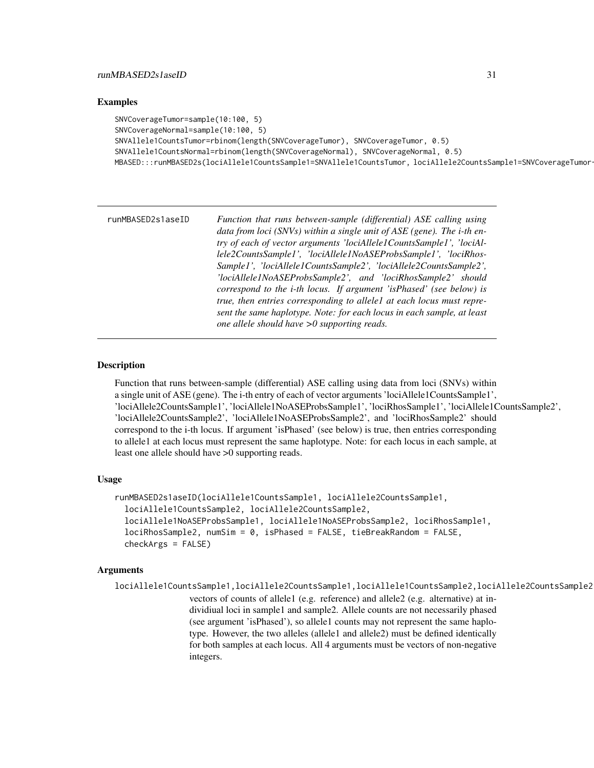## Examples

```
SNVCoverageTumor=sample(10:100, 5)
SNVCoverageNormal=sample(10:100, 5)
SNVAllele1CountsTumor=rbinom(length(SNVCoverageTumor), SNVCoverageTumor, 0.5)
SNVAllele1CountsNormal=rbinom(length(SNVCoverageNormal), SNVCoverageNormal, 0.5)
MBASED:::runMBASED2s(lociAllele1CountsSample1=SNVAllele1CountsTumor, lociAllele2CountsSample1=SNVCoverageTumor-
```

---

runMBASED2s1aseID — *Function that runs between-sample (differential) ASE calling using data from loci (SNVs) within a single unit of ASE (gene). The i-th entry of each of vector arguments 'lociAllele1CountsSample1', 'lociAllele2CountsSample1', 'lociAllele1NoASEProbsSample1', 'lociRhosSample1', 'lociAllele1CountsSample2', 'lociAllele2CountsSample2', 'lociAllele1NoASEProbsSample2', and 'lociRhosSample2' should correspond to the i-th locus. If argument 'isPhased' (see below) is true, then entries corresponding to allele1 at each locus must represent the same haplotype. Note: for each locus in each sample, at least one allele should have >0 supporting reads.*

---

## Description

Function that runs between-sample (differential) ASE calling using data from loci (SNVs) within a single unit of ASE (gene). The i-th entry of each of vector arguments 'lociAllele1CountsSample1', 'lociAllele2CountsSample1', 'lociAllele1NoASEProbsSample1', 'lociRhosSample1', 'lociAllele1CountsSample2', 'lociAllele2CountsSample2', 'lociAllele1NoASEProbsSample2', and 'lociRhosSample2' should correspond to the i-th locus. If argument 'isPhased' (see below) is true, then entries corresponding to allele1 at each locus must represent the same haplotype. Note: for each locus in each sample, at least one allele should have >0 supporting reads.

## Usage

```
runMBASED2s1aseID(lociAllele1CountsSample1, lociAllele2CountsSample1,
  lociAllele1CountsSample2, lociAllele2CountsSample2,
  lociAllele1NoASEProbsSample1, lociAllele1NoASEProbsSample2, lociRhosSample1,
  lociRhosSample2, numSim = 0, isPhased = FALSE, tieBreakRandom = FALSE,
  checkArgs = FALSE)
```

## Arguments

`lociAllele1CountsSample1,lociAllele2CountsSample1,lociAllele1CountsSample2,lociAllele2CountsSample2`

vectors of counts of allele1 (e.g. reference) and allele2 (e.g. alternative) at indivídiual loci in sample1 and sample2. Allele counts are not necessarily phased (see argument 'isPhased'), so allele1 counts may not represent the same haplotype. However, the two alleles (allele1 and allele2) must be defined identically for both samples at each locus. All 4 arguments must be vectors of non-negative integers.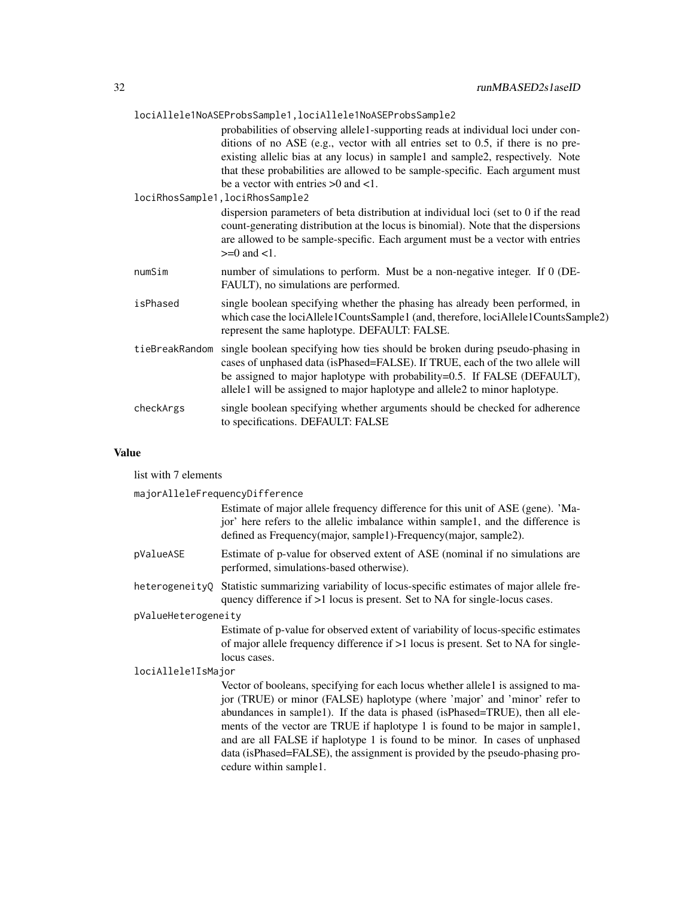**loci Allele1NoASEProbsSample1, lociAllele1NoASEProbsSample2**
: probabilities of observing allele1-supporting reads at individual loci under conditions of no ASE (e.g., vector with all entries set to 0.5, if there is no pre-existing allelic bias at any locus) in sample1 and sample2, respectively. Note that these probabilities are allowed to be sample-specific. Each argument must be a vector with entries >0 and <1.

**lociRhosSample1, lociRhosSample2**
: dispersion parameters of beta distribution at individual loci (set to 0 if the read count-generating distribution at the locus is binomial). Note that the dispersions are allowed to be sample-specific. Each argument must be a vector with entries >=0 and <1.

**numSim**
: number of simulations to perform. Must be a non-negative integer. If 0 (DEFAULT), no simulations are performed.

**isPhased**
: single boolean specifying whether the phasing has already been performed, in which case the lociAllele1CountsSample1 (and, therefore, lociAllele1CountsSample2) represent the same haplotype. DEFAULT: FALSE.

**tieBreakRandom**
: single boolean specifying how ties should be broken during pseudo-phasing in cases of unphased data (isPhased=FALSE). If TRUE, each of the two allele will be assigned to major haplotype with probability=0.5. If FALSE (DEFAULT), allele1 will be assigned to major haplotype and allele2 to minor haplotype.

**checkArgs**
: single boolean specifying whether arguments should be checked for adherence to specifications. DEFAULT: FALSE

## Value

list with 7 elements

**majorAlleleFrequencyDifference**
: Estimate of major allele frequency difference for this unit of ASE (gene). 'Major' here refers to the allelic imbalance within sample1, and the difference is defined as Frequency(major, sample1)-Frequency(major, sample2).

**pValueASE**
: Estimate of p-value for observed extent of ASE (nominal if no simulations are performed, simulations-based otherwise).

**heterogeneityQ**
: Statistic summarizing variability of locus-specific estimates of major allele frequency difference if >1 locus is present. Set to NA for single-locus cases.

**pValueHeterogeneity**
: Estimate of p-value for observed extent of variability of locus-specific estimates of major allele frequency difference if >1 locus is present. Set to NA for single-locus cases.

**lociAllele1IsMajor**
: Vector of booleans, specifying for each locus whether allele1 is assigned to major (TRUE) or minor (FALSE) haplotype (where 'major' and 'minor' refer to abundances in sample1). If the data is phased (isPhased=TRUE), then all elements of the vector are TRUE if haplotype 1 is found to be major in sample1, and are all FALSE if haplotype 1 is found to be minor. In cases of unphased data (isPhased=FALSE), the assignment is provided by the pseudo-phasing procedure within sample1.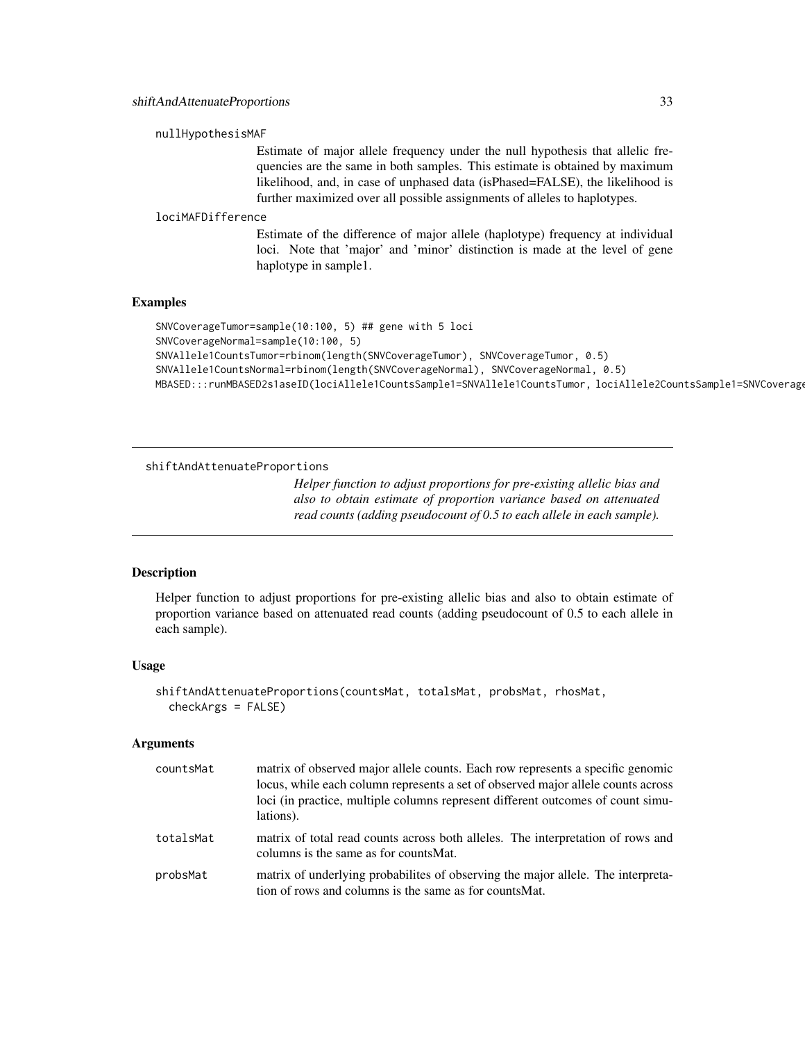nullHypothesisMAF
: Estimate of major allele frequency under the null hypothesis that allelic frequencies are the same in both samples. This estimate is obtained by maximum likelihood, and, in case of unphased data (isPhased=FALSE), the likelihood is further maximized over all possible assignments of alleles to haplotypes.

lociMAFDifference
: Estimate of the difference of major allele (haplotype) frequency at individual loci. Note that 'major' and 'minor' distinction is made at the level of gene haplotype in sample1.

## Examples

```
SNVCoverageTumor=sample(10:100, 5) ## gene with 5 loci
SNVCoverageNormal=sample(10:100, 5)
SNVAllele1CountsTumor=rbinom(length(SNVCoverageTumor), SNVCoverageTumor, 0.5)
SNVAllele1CountsNormal=rbinom(length(SNVCoverageNormal), SNVCoverageNormal, 0.5)
MBASED:::runMBASED2s1aseID(lociAllele1CountsSample1=SNVAllele1CountsTumor, lociAllele2CountsSample1=SNVCoverage
```

---

# shiftAndAttenuateProportions

*Helper function to adjust proportions for pre-existing allelic bias and also to obtain estimate of proportion variance based on attenuated read counts (adding pseudocount of 0.5 to each allele in each sample).*

---

## Description

Helper function to adjust proportions for pre-existing allelic bias and also to obtain estimate of proportion variance based on attenuated read counts (adding pseudocount of 0.5 to each allele in each sample).

## Usage

```
shiftAndAttenuateProportions(countsMat, totalsMat, probsMat, rhosMat,
  checkArgs = FALSE)
```

## Arguments

| | |
|---|---|
| countsMat | matrix of observed major allele counts. Each row represents a specific genomic locus, while each column represents a set of observed major allele counts across loci (in practice, multiple columns represent different outcomes of count simulations). |
| totalsMat | matrix of total read counts across both alleles. The interpretation of rows and columns is the same as for countsMat. |
| probsMat | matrix of underlying probabilites of observing the major allele. The interpretation of rows and columns is the same as for countsMat. |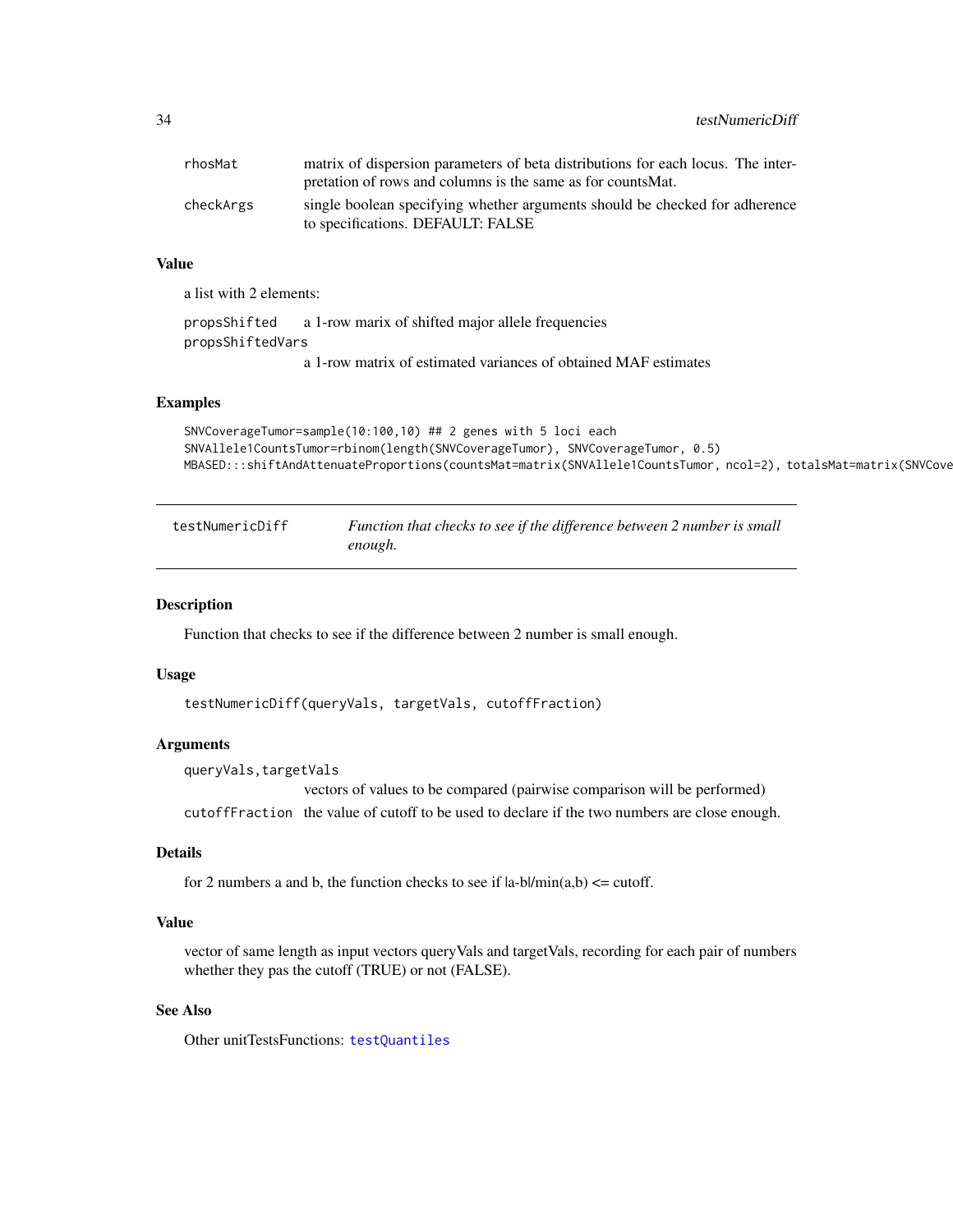| | |
|---|---|
| rhosMat | matrix of dispersion parameters of beta distributions for each locus. The interpretation of rows and columns is the same as for countsMat. |
| checkArgs | single boolean specifying whether arguments should be checked for adherence to specifications. DEFAULT: FALSE |

### Value

a list with 2 elements:

| | |
|---|---|
| propsShifted | a 1-row marix of shifted major allele frequencies |
| propsShiftedVars | a 1-row matrix of estimated variances of obtained MAF estimates |

### Examples

```
SNVCoverageTumor=sample(10:100,10) ## 2 genes with 5 loci each
SNVAllele1CountsTumor=rbinom(length(SNVCoverageTumor), SNVCoverageTumor, 0.5)
MBASED:::shiftAndAttenuateProportions(countsMat=matrix(SNVAllele1CountsTumor, ncol=2), totalsMat=matrix(SNVCove
```

---

## testNumericDiff — *Function that checks to see if the difference between 2 number is small enough.*

### Description

Function that checks to see if the difference between 2 number is small enough.

### Usage

```
testNumericDiff(queryVals, targetVals, cutoffFraction)
```

### Arguments

| | |
|---|---|
| queryVals,targetVals | vectors of values to be compared (pairwise comparison will be performed) |
| cutoffFraction | the value of cutoff to be used to declare if the two numbers are close enough. |

### Details

for 2 numbers a and b, the function checks to see if |a-b|/min(a,b) <= cutoff.

### Value

vector of same length as input vectors queryVals and targetVals, recording for each pair of numbers whether they pas the cutoff (TRUE) or not (FALSE).

### See Also

Other unitTestsFunctions: testQuantiles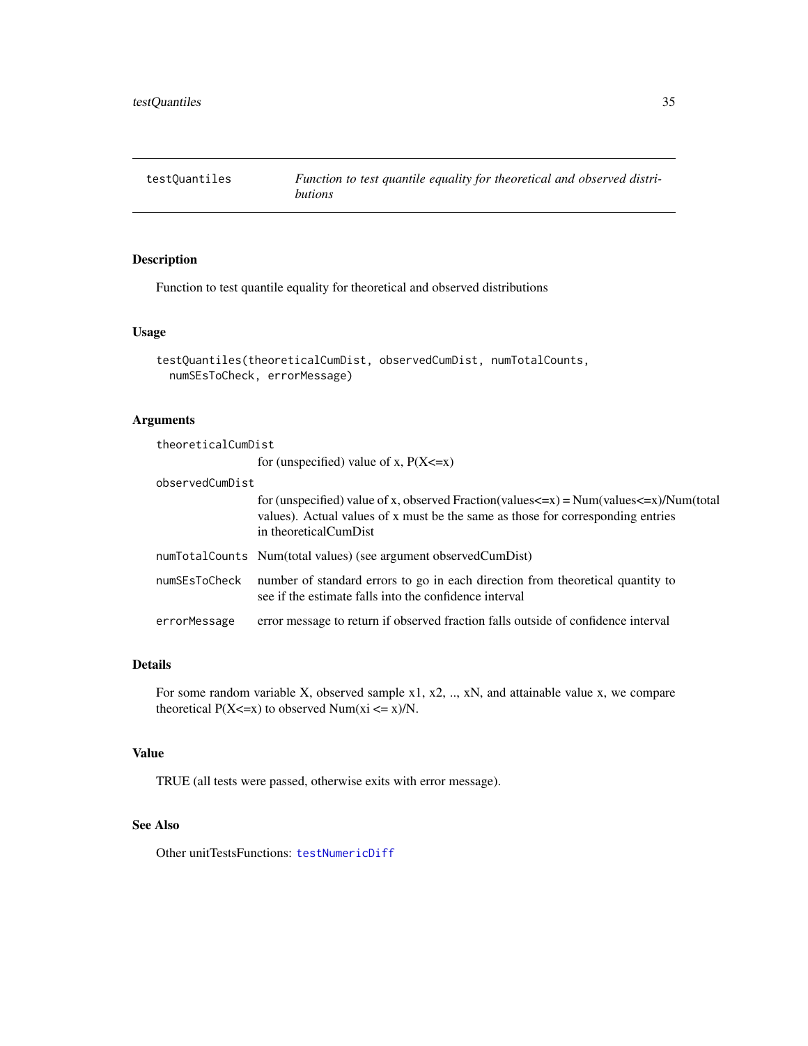## testQuantiles — *Function to test quantile equality for theoretical and observed distributions*

### Description

Function to test quantile equality for theoretical and observed distributions

### Usage

```
testQuantiles(theoreticalCumDist, observedCumDist, numTotalCounts,
  numSEsToCheck, errorMessage)
```

### Arguments

| | |
|---|---|
| `theoreticalCumDist` | for (unspecified) value of x, P(X<=x) |
| `observedCumDist` | for (unspecified) value of x, observed Fraction(values<=x) = Num(values<=x)/Num(total values). Actual values of x must be the same as those for corresponding entries in theoreticalCumDist |
| `numTotalCounts` | Num(total values) (see argument observedCumDist) |
| `numSEsToCheck` | number of standard errors to go in each direction from theoretical quantity to see if the estimate falls into the confidence interval |
| `errorMessage` | error message to return if observed fraction falls outside of confidence interval |

### Details

For some random variable X, observed sample x1, x2, .., xN, and attainable value x, we compare theoretical P(X<=x) to observed Num(xi <= x)/N.

### Value

TRUE (all tests were passed, otherwise exits with error message).

### See Also

Other unitTestsFunctions: `testNumericDiff`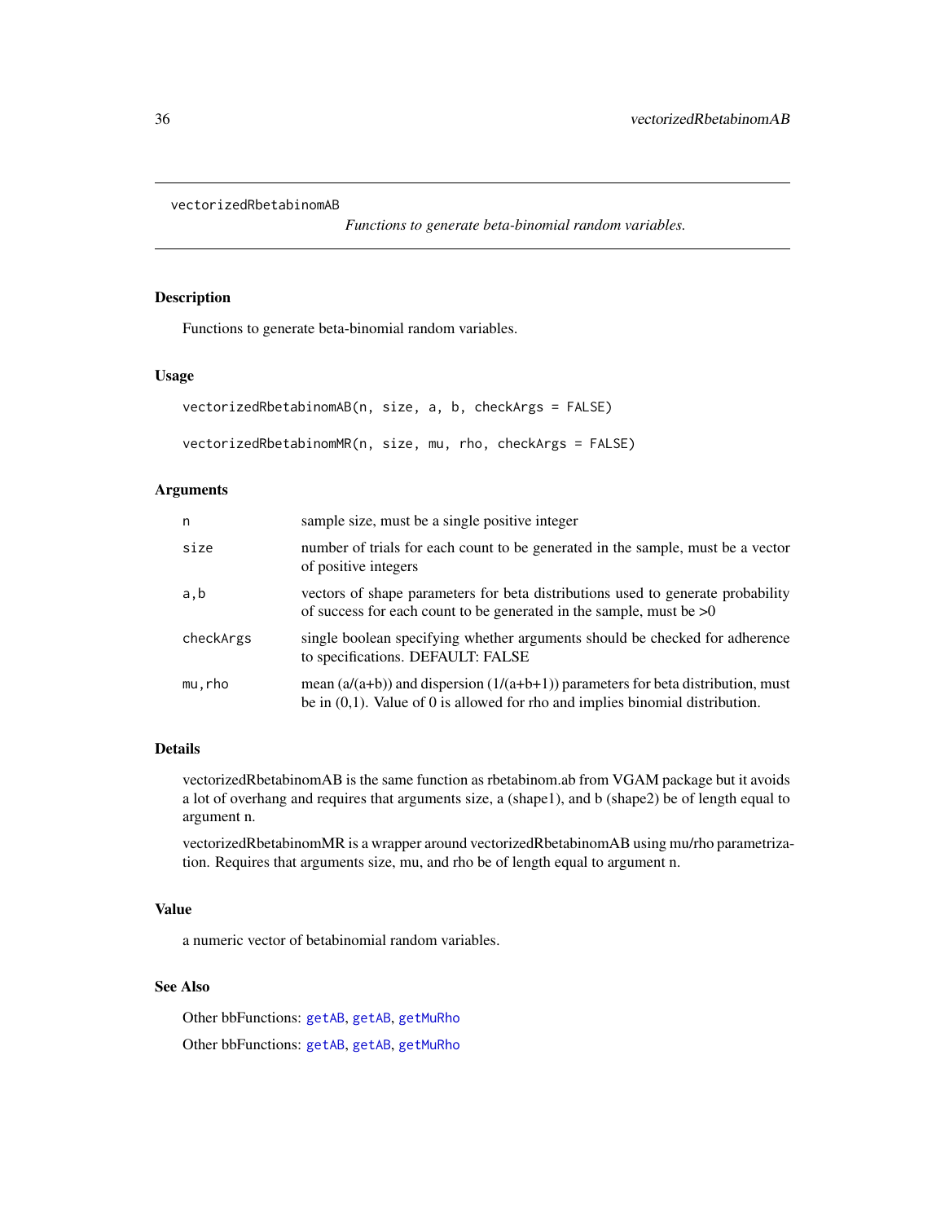# vectorizedRbetabinomAB

*Functions to generate beta-binomial random variables.*

## Description

Functions to generate beta-binomial random variables.

## Usage

```
vectorizedRbetabinomAB(n, size, a, b, checkArgs = FALSE)

vectorizedRbetabinomMR(n, size, mu, rho, checkArgs = FALSE)
```

## Arguments

| | |
|---|---|
| n | sample size, must be a single positive integer |
| size | number of trials for each count to be generated in the sample, must be a vector of positive integers |
| a,b | vectors of shape parameters for beta distributions used to generate probability of success for each count to be generated in the sample, must be >0 |
| checkArgs | single boolean specifying whether arguments should be checked for adherence to specifications. DEFAULT: FALSE |
| mu,rho | mean (a/(a+b)) and dispersion (1/(a+b+1)) parameters for beta distribution, must be in (0,1). Value of 0 is allowed for rho and implies binomial distribution. |

## Details

vectorizedRbetabinomAB is the same function as rbetabinom.ab from VGAM package but it avoids a lot of overhang and requires that arguments size, a (shape1), and b (shape2) be of length equal to argument n.

vectorizedRbetabinomMR is a wrapper around vectorizedRbetabinomAB using mu/rho parametrization. Requires that arguments size, mu, and rho be of length equal to argument n.

## Value

a numeric vector of betabinomial random variables.

## See Also

Other bbFunctions: getAB, getAB, getMuRho

Other bbFunctions: getAB, getAB, getMuRho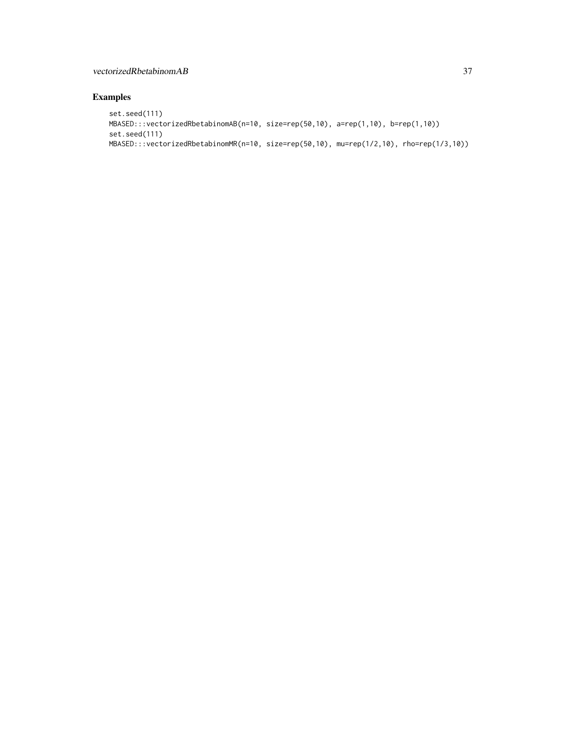## Examples

```
set.seed(111)
MBASED:::vectorizedRbetabinomAB(n=10, size=rep(50,10), a=rep(1,10), b=rep(1,10))
set.seed(111)
MBASED:::vectorizedRbetabinomMR(n=10, size=rep(50,10), mu=rep(1/2,10), rho=rep(1/3,10))
```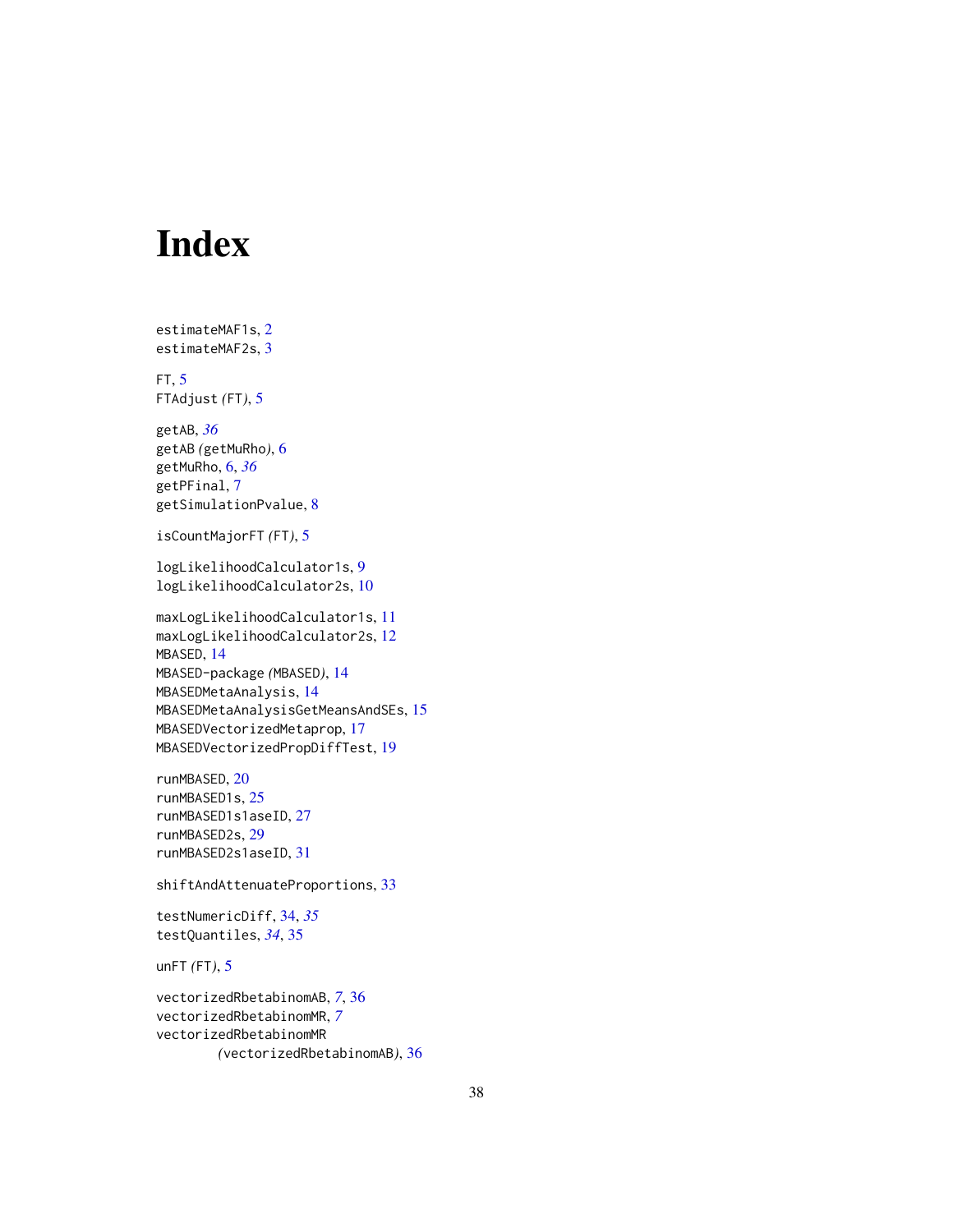# Index

estimateMAF1s, 2
estimateMAF2s, 3

FT, 5
FTAdjust *(*FT*)*, 5

getAB, *36*
getAB *(*getMuRho*)*, 6
getMuRho, 6, *36*
getPFinal, 7
getSimulationPvalue, 8

isCountMajorFT *(*FT*)*, 5

logLikelihoodCalculator1s, 9
logLikelihoodCalculator2s, 10

maxLogLikelihoodCalculator1s, 11
maxLogLikelihoodCalculator2s, 12
MBASED, 14
MBASED-package *(*MBASED*)*, 14
MBASEDMetaAnalysis, 14
MBASEDMetaAnalysisGetMeansAndSEs, 15
MBASEDVectorizedMetaprop, 17
MBASEDVectorizedPropDiffTest, 19

runMBASED, 20
runMBASED1s, 25
runMBASED1s1aseID, 27
runMBASED2s, 29
runMBASED2s1aseID, 31

shiftAndAttenuateProportions, 33

testNumericDiff, 34, *35*
testQuantiles, *34*, 35

unFT *(*FT*)*, 5

vectorizedRbetabinomAB, *7*, 36
vectorizedRbetabinomMR, *7*
vectorizedRbetabinomMR
        *(*vectorizedRbetabinomAB*)*, 36